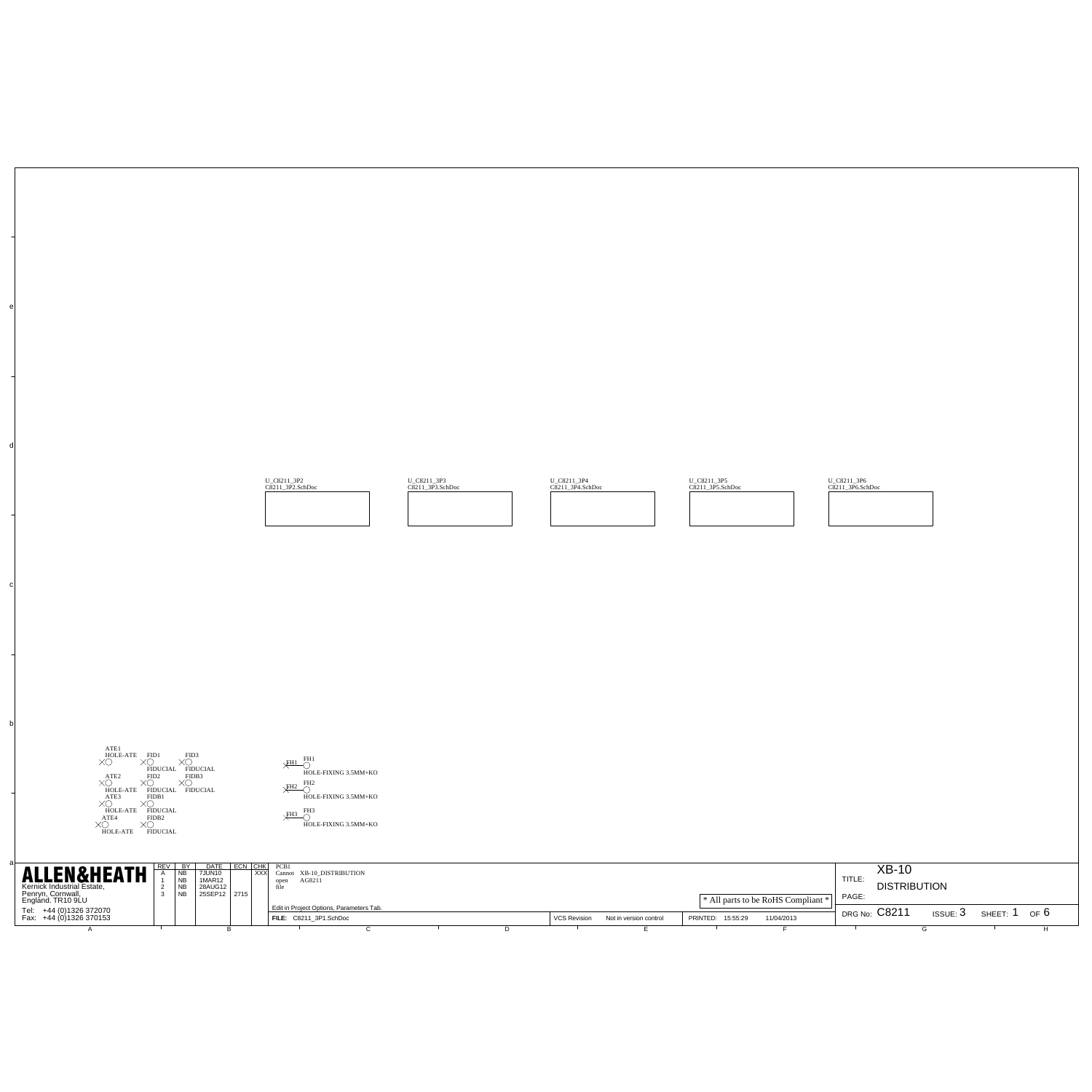U_C8211_3P2
C8211_3P2.SchDoc

U_C8211_3P3
C8211_3P3.SchDoc

U_C8211_3P4
C8211_3P4.SchDoc

U_C8211_3P5
C8211_3P5.SchDoc

U_C8211_3P6
C8211_3P6.SchDoc

ATE1 HOLE-ATE
ATE2 HOLE-ATE
ATE3 HOLE-ATE
ATE4 HOLE-ATE

FID1 FIDUCIAL
FID2 FIDUCIAL
FID3 FIDUCIAL
FIDB1 FIDUCIAL
FIDB2 FIDUCIAL
FIDB3 FIDUCIAL

FH1 HOLE-FIXING 3.5MM+KO
FH2 HOLE-FIXING 3.5MM+KO
FH3 HOLE-FIXING 3.5MM+KO

**ALLEN&HEATH**
Kernick Industrial Estate,
Penryn, Cornwall,
England. TR10 9LU
Tel: +44 (0)1326 372070
Fax: +44 (0)1326 370153

| REV | BY | DATE | ECN | CHK |
|---|---|---|---|---|
| A | NB | 7JUN10 | | XXX |
| 1 | NB | 1MAR12 | | |
| 2 | NB | 28AUG12 | | |
| 3 | NB | 25SEP12 | 2715 | |

PCB1
Cannot open file XB-10_DISTRIBUTION AG8211

Edit in Project Options, Parameters Tab.

FILE: C8211_3P1.SchDoc

VCS Revision Not in version control

PRINTED: 15:55:29 11/04/2013

* All parts to be RoHS Compliant *

TITLE: XB-10 DISTRIBUTION

PAGE:

DRG No: C8211 ISSUE: 3 SHEET: 1 OF 6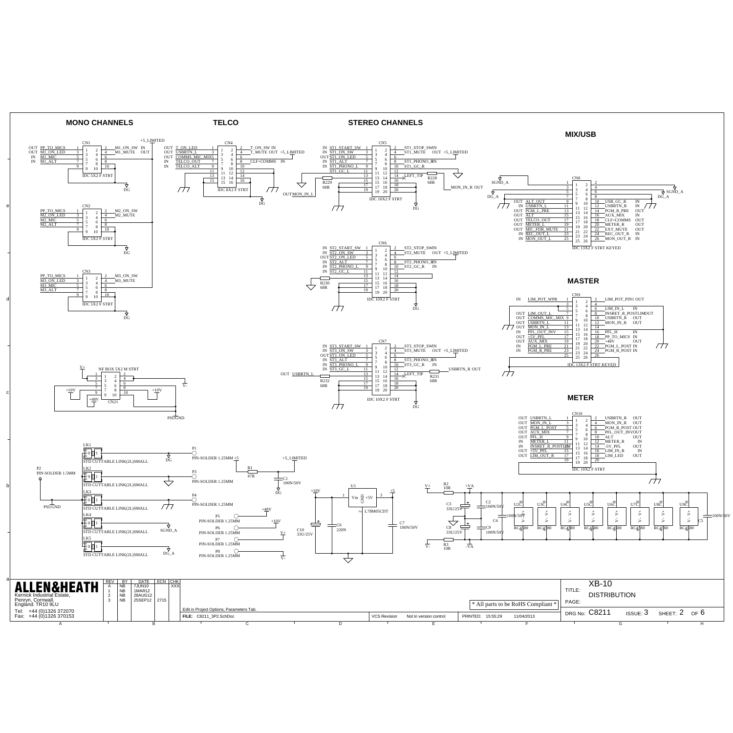## MONO CHANNELS

**CN1** (IDC 5X2 F STRT)

| Dir | Signal | Pin | Pin | Signal | Dir |
|---|---|---|---|---|---|
| OUT | PP_TO_MICS | 1 | 2 | M1_ON_SW | IN |
| OUT | M1_ON_LED | 3 | 4 | M1_MUTE | OUT |
| IN | M1_MIC | 5 | 6 | | |
| IN | M1_ALT | 7 | 8 | | |
| | | 9 | 10 | | |

**CN2** (IDC 5X2 F STRT)

| Signal | Pin | Pin | Signal |
|---|---|---|---|
| PP_TO_MICS | 1 | 2 | M2_ON_SW |
| M2_ON_LED | 3 | 4 | M2_MUTE |
| M2_MIC | 5 | 6 | |
| M2_ALT | 7 | 8 | |
| | 9 | 10 | |

**CN3** (IDC 5X2 F STRT)

| Signal | Pin | Pin | Signal |
|---|---|---|---|
| PP_TO_MICS | 1 | 2 | M3_ON_SW |
| M3_ON_LED | 3 | 4 | M3_MUTE |
| M3_MIC | 5 | 6 | |
| M3_ALT | 7 | 8 | |
| | 9 | 10 | |

+5_LIMITED, DG

## TELCO

**CN4** (IDC 8X2 F STRT)

| Dir | Signal | Pin | Pin | Signal | Dir |
|---|---|---|---|---|---|
| OUT | T_ON_LED | 1 | 2 | T_ON_SW | IN |
| OUT | USBRTN_L | 3 | 4 | T_MUTE | OUT +5_LIMITED |
| OUT | COMMS_MIC_MIX | 5 | 6 | | |
| IN | TELCO_OUT | 7 | 8 | CLF+COMMS | IN |
| IN | TELCO_ALT | 9 | 10 | | |
| | | 11 | 12 | | |
| | | 13 | 14 | | |
| | | 15 | 16 | | |

## STEREO CHANNELS

**CN5** (IDC 10X2 F STRT)

| Dir | Signal | Pin | Pin | Signal | Dir |
|---|---|---|---|---|---|
| IN | ST1_START_SW | 1 | 2 | ST1_STOP_SW | IN |
| IN | ST1_ON_SW | 3 | 4 | ST1_MUTE | OUT +5_LIMITED |
| OUT | ST1_ON_LED | 5 | 6 | | |
| IN | ST1_ALT | 7 | 8 | ST1_PHONO_R | IN |
| IN | ST1_PHONO_L | 9 | 10 | ST1_GC_R | |
| | ST1_GC_L | 11 | 12 | | |
| | | 13 | 14 | LEFT_TIP | |
| | | 15 | 16 | | |
| | | 17 | 18 | | |
| | | 19 | 20 | | |

R229 68R, R228 68R, OUT MON_IN_L, MON_IN_R OUT

**CN6** (IDC 10X2 F STRT)

| Dir | Signal | Pin | Pin | Signal | Dir |
|---|---|---|---|---|---|
| IN | ST2_START_SW | 1 | 2 | ST2_STOP_SW | IN |
| IN | ST2_ON_SW | 3 | 4 | ST2_MUTE | OUT +5_LIMITED |
| OUT | ST2_ON_LED | 5 | 6 | | |
| IN | ST2_ALT | 7 | 8 | ST2_PHONO_R | IN |
| IN | ST2_PHONO_L | 9 | 10 | ST2_GC_R | IN |
| IN | ST2_GC_L | 11 | 12 | | |
| | | 13 | 14 | | |
| | | 15 | 16 | | |
| | | 17 | 18 | | |
| | | 19 | 20 | | |

R230 68R

**CN7** (IDC 10X2 F STRT)

| Dir | Signal | Pin | Pin | Signal | Dir |
|---|---|---|---|---|---|
| IN | ST3_START_SW | 1 | 2 | ST3_STOP_SW | IN |
| IN | ST3_ON_SW | 3 | 4 | ST3_MUTE | OUT +5_LIMITED |
| OUT | ST3_ON_LED | 5 | 6 | | |
| IN | ST3_ALT | 7 | 8 | ST3_PHONO_R | IN |
| IN | ST3_PHONO_L | 9 | 10 | ST3_GC_R | IN |
| IN | ST3_GC_L | 11 | 12 | | |
| | | 13 | 14 | LEFT_TIP | |
| | | 15 | 16 | | |
| | | 17 | 18 | | |
| | | 19 | 20 | | |

OUT USBRTN_L, USBRTN_R OUT, R232 68R, R231 68R

## MIX/USB

**CN8** (IDC 13X2 F STRT KEYED)

| Dir | Signal | Pin | Pin | Signal | Dir |
|---|---|---|---|---|---|
| | SGND_A | 1 | 2 | | |
| | | 3 | 4 | | |
| | | 5 | 6 | SGND_A | |
| | DG_A | 7 | 8 | DG_A | |
| OUT | ALT_OUT | 9 | 10 | USB_GC_R | IN |
| IN | USBRTN_L | 11 | 12 | USBRTN_R | IN |
| OUT | PGM_L_PRE | 13 | 14 | PGM_R_PRE | OUT |
| OUT | ALT | 15 | 16 | AUX_MIX | IN |
| OUT | TELCO_OUT | 17 | 18 | CLF+COMMS | OUT |
| OUT | METER_L | 19 | 20 | METER_R | OUT |
| OUT | MIC_FDR_MUTE | 21 | 22 | EXT_MUTE | OUT |
| IN | REC_OUT_L | 23 | 24 | REC_OUT_R | IN |
| IN | MON_OUT_L | 25 | 26 | MON_OUT_R | IN |

## MASTER

**CN9** (IDC 13X2 F STRT KEYED)

| Dir | Signal | Pin | Pin | Signal | Dir |
|---|---|---|---|---|---|
| IN | LIM_POT_WPR | 1 | 2 | LIM_POT_PIN1 | OUT |
| | | 3 | 4 | | |
| | | 5 | 6 | LIM_IN_L | IN |
| OUT | LIM_OUT_L | 7 | 8 | INSRET_R_POSTLIM | OUT |
| OUT | COMMS_MIC_MIX | 9 | 10 | USBRTN_R | OUT |
| OUT | USBRTN_L | 11 | 12 | MON_IN_R | OUT |
| OUT | MON_IN_L | 13 | 14 | | |
| IN | PFL_OUT_INV | 15 | 16 | PFL_H | IN |
| OUT | +5V_PFL | 17 | 18 | PP_TO_MICS | IN |
| OUT | AUX_MIX | 19 | 20 | +48V | OUT |
| IN | PGM_L_PRE | 21 | 22 | PGM_L_POST | IN |
| IN | PGM_R_PRE | 23 | 24 | PGM_R_POST | IN |
| | | 25 | 26 | | |

## METER

**CN10** (IDC 10X2 F STRT)

| Dir | Signal | Pin | Pin | Signal | Dir |
|---|---|---|---|---|---|
| OUT | USBRTN_L | 1 | 2 | USBRTN_R | OUT |
| OUT | MON_IN_L | 3 | 4 | MON_IN_R | OUT |
| OUT | PGM_L_POST | 5 | 6 | PGM_R_POST | OUT |
| OUT | AUX_MIX | 7 | 8 | PFL_OUT_INV | OUT |
| OUT | PFL_H | 9 | 10 | ALT | OUT |
| IN | METER_L | 11 | 12 | METER_R | IN |
| IN | INSRET_R_POSTLIM | 13 | 14 | -5V_PFL | OUT |
| OUT | +5V_PFL | 15 | 16 | LIM_IN_R | IN |
| OUT | LIM_OUT_R | 17 | 18 | LIM_LED | OUT |
| | | 19 | 20 | | |

**CN21** (NF BOX 5X2 M STRT)

| Signal | Pin | Pin | Signal |
|---|---|---|---|
| V+ | 1 | 2 | |
| | 3 | 4 | |
| | 5 | 6 | V- |
| | 7 | 8 | |
| +10V | 9 | 10 | +10V |
| +48V | | | |

PSUGND

## Power / Links

- LK1 – STD CUTTABLE LINK(2L)SMALL — DG
- LK2 – STD CUTTABLE LINK(2L)SMALL
- LK3 – STD CUTTABLE LINK(2L)SMALL
- LK4 – STD CUTTABLE LINK(2L)SMALL — SGND_A
- LK5 – STD CUTTABLE LINK(2L)SMALL — DG_A
- P2 – PIN-SOLDER 1.5MM — PSUGND
- P1 – PIN-SOLDER 1.25MM — +5
- P3 – PIN-SOLDER 1.25MM
- P4 – PIN-SOLDER 1.25MM
- P5 – PIN-SOLDER 1.25MM — +48V
- P6 – PIN-SOLDER 1.25MM — +10V
- P7 – PIN-SOLDER 1.25MM — V+
- P8 – PIN-SOLDER 1.25MM — V-
- R1 47R, +5_LIMITED, C1 100N/50V
- U1 L78M05CDT (Vin, GND, +5V), +10V → +5
- C10 33U/25V, C6 220N, C7 100N/50V
- R2 10R (V+ → +VA), R3 10R (V- → -VA)
- C3 33U/25V, C2 100N/50V, C4 100N/50V, C8 33U/25V, C9 100N/50V, C5 100N/50V
- U2C, U3C, U4C, U5C, U6C, U7C, U8C, U9C – RC4580 (V+, V-)

---

**ALLEN&HEATH**
Kernick Industrial Estate,
Penryn, Cornwall,
England. TR10 9LU
Tel: +44 (0)1326 372070
Fax: +44 (0)1326 370153

| REV | BY | DATE | ECN | CHK |
|---|---|---|---|---|
| A | NB | 7JUN10 | | XXX |
| 1 | NB | 1MAR12 | | |
| 2 | NB | 28AUG12 | | |
| 3 | NB | 25SEP12 | 2715 | |

Edit in Project Options, Parameters Tab.

FILE: C8211_3P2.SchDoc | VCS Revision | Not in version control | PRINTED: 15:55:29 11/04/2013

\* All parts to be RoHS Compliant \*

TITLE: XB-10 DISTRIBUTION

PAGE:

DRG No: C8211 ISSUE: 3 SHEET: 2 OF 6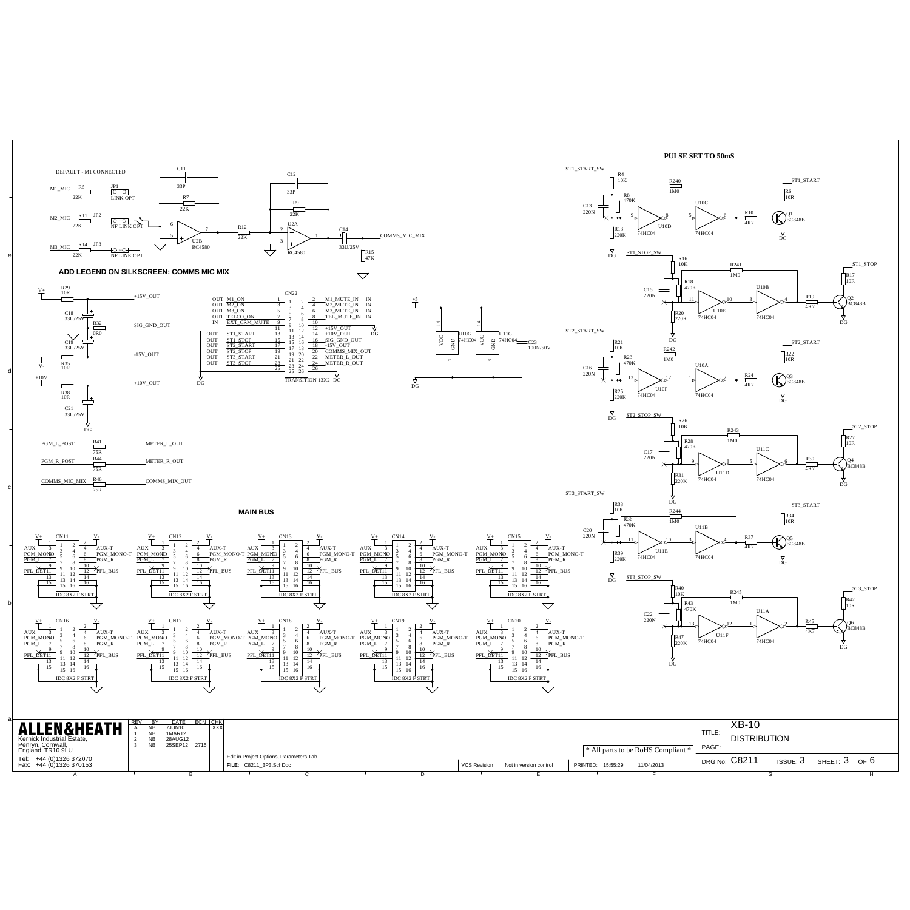PULSE SET TO 50mS

DEFAULT - M1 CONNECTED

ADD LEGEND ON SILKSCREEN: COMMS MIC MIX

MAIN BUS

| CN22 | | | | |
|---|---|---|---|---|
| OUT | M1_ON | 1 | 2 | M1_MUTE_IN IN |
| OUT | M2_ON | 3 | 4 | M2_MUTE_IN IN |
| OUT | M3_ON | 5 | 6 | M3_MUTE_IN IN |
| OUT | TELCO_ON | 7 | 8 | TEL_MUTE_IN IN |
| IN | EXT_CRM_MUTE | 9 | 10 | |
| | | 11 | 12 | +15V_OUT |
| OUT | ST1_START | 13 | 14 | +10V_OUT |
| OUT | ST1_STOP | 15 | 16 | SIG_GND_OUT |
| OUT | ST2_START | 17 | 18 | -15V_OUT |
| OUT | ST2_STOP | 19 | 20 | COMMS_MIX_OUT |
| OUT | ST3_START | 21 | 22 | METER_L_OUT |
| OUT | ST3_STOP | 23 | 24 | METER_R_OUT |
| | | 25 | 26 | |

TRANSITION 13X2

ALLEN&HEATH
Kernick Industrial Estate,
Penryn, Cornwall,
England. TR10 9LU
Tel: +44 (0)1326 372070
Fax: +44 (0)1326 370153

| REV | BY | DATE | ECN | CHK |
|---|---|---|---|---|
| A | NB | 7JUN10 | | XXX |
| 1 | NB | 1MAR12 | | |
| 2 | NB | 28AUG12 | | |
| 3 | NB | 25SEP12 | 2715 | |

Edit in Project Options, Parameters Tab.

FILE: C8211_3P3.SchDoc

VCS Revision: Not in version control

PRINTED: 15:55:29 11/04/2013

* All parts to be RoHS Compliant *

TITLE: XB-10 DISTRIBUTION

PAGE:

DRG No: C8211 ISSUE: 3 SHEET: 3 OF 6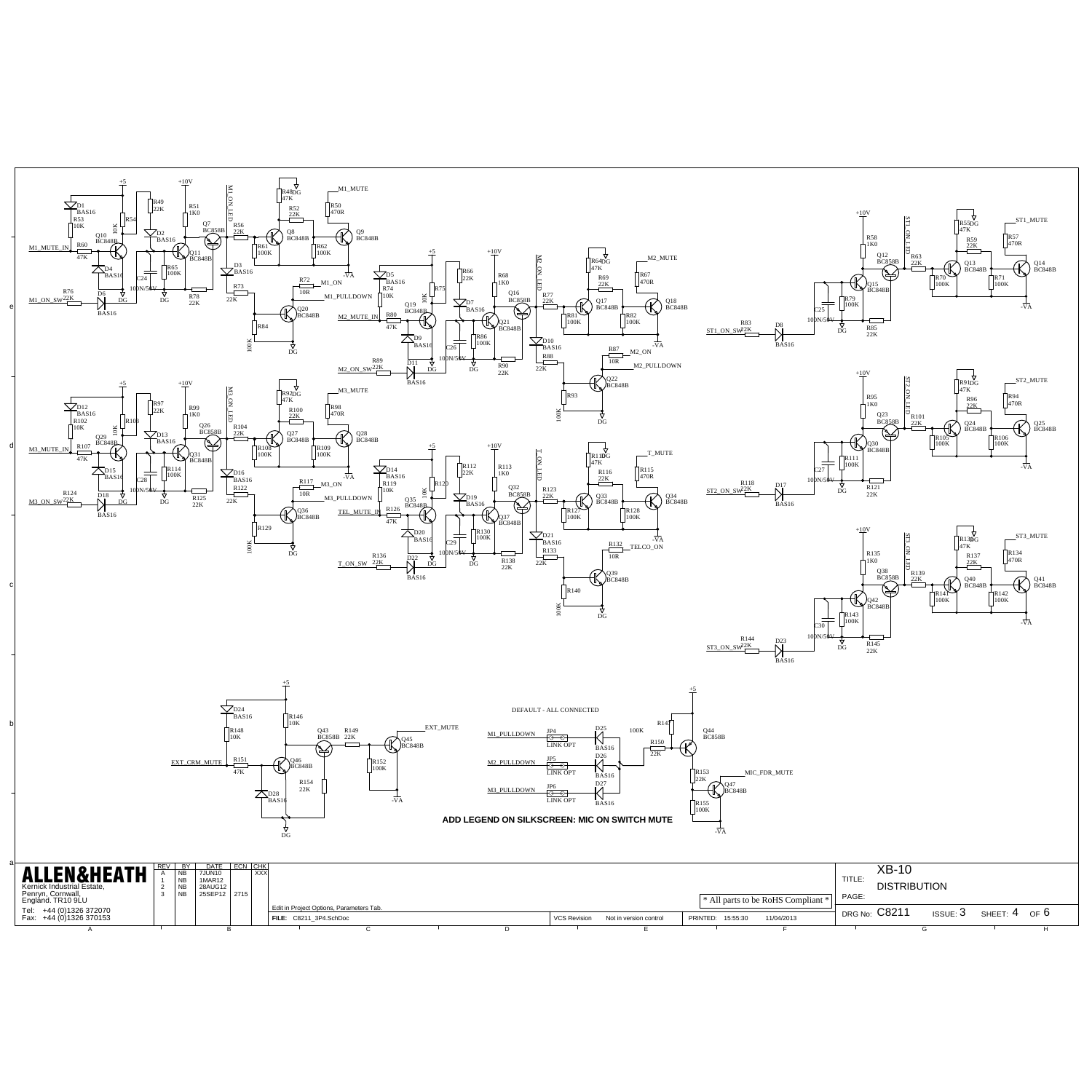DEFAULT - ALL CONNECTED

**ADD LEGEND ON SILKSCREEN: MIC ON SWITCH MUTE**

**ALLEN&HEATH**

Kernick Industrial Estate,
Penryn, Cornwall,
England. TR10 9LU

Tel: +44 (0)1326 372070
Fax: +44 (0)1326 370153

| REV | BY | DATE | ECN | CHK |
|---|---|---|---|---|
| A | NB | 7JUN10 | | XXX |
| 1 | NB | 1MAR12 | | |
| 2 | NB | 28AUG12 | | |
| 3 | NB | 25SEP12 | 2715 | |

Edit in Project Options, Parameters Tab.

FILE: C8211_3P4.SchDoc

VCS Revision: Not in version control

\* All parts to be RoHS Compliant \*

PRINTED: 15:55:30 11/04/2013

TITLE: XB-10 DISTRIBUTION

PAGE:

DRG No: C8211 ISSUE: 3 SHEET: 4 OF 6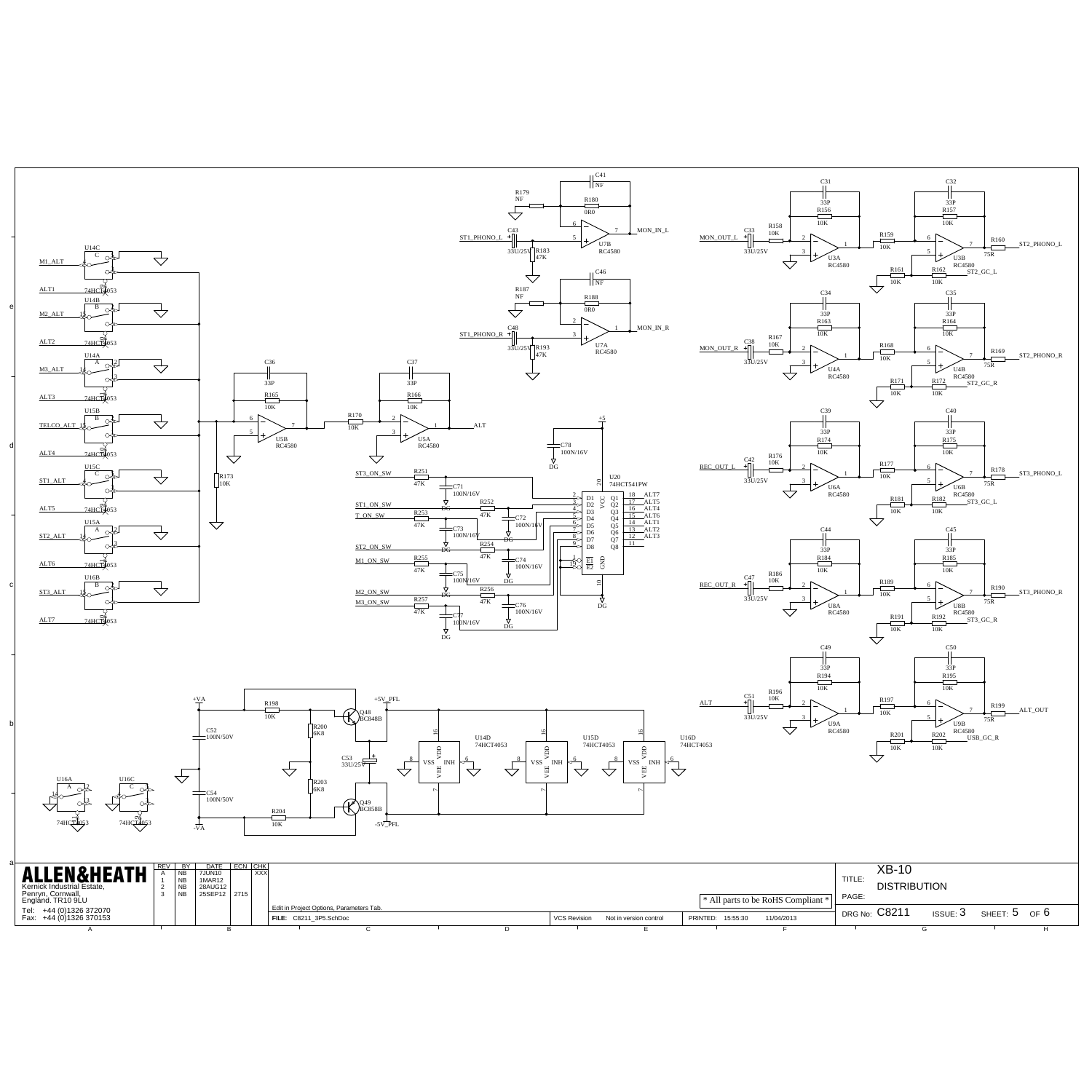| REV | BY | DATE | ECN | CHK |
|---|---|---|---|---|
| A | NB | 7JUN10 | | XXX |
| 1 | NB | 1MAR12 | | |
| 2 | NB | 28AUG12 | | |
| 3 | NB | 25SEP12 | 2715 | |

**ALLEN&HEATH**

Kernick Industrial Estate,
Penryn, Cornwall,
England. TR10 9LU

Tel: +44 (0)1326 372070
Fax: +44 (0)1326 370153

Edit in Project Options, Parameters Tab.

FILE: C8211_3P5.SchDoc

VCS Revision: Not in version control

PRINTED: 15:55:30 11/04/2013

* All parts to be RoHS Compliant *

TITLE: XB-10 DISTRIBUTION

PAGE:

DRG No: C8211 ISSUE: 3 SHEET: 5 OF 6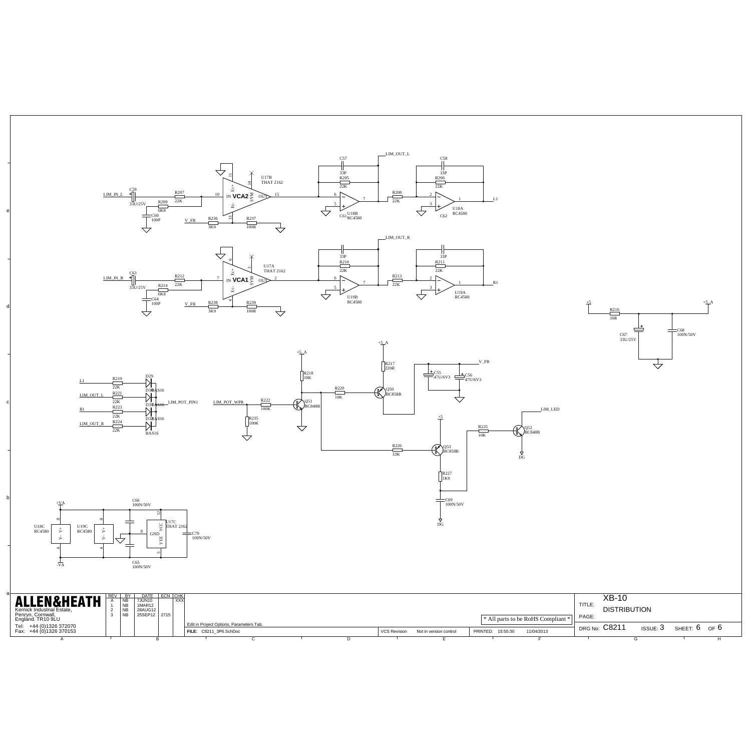LIM_IN_L C59 33U/25V R207 22K R209 6K8 C60 100P V_FB R236 3K9 R237 100R U17B THAT 2162 VCA2 IN OUT SYM Ec+ Ec- 10 11 14 15 13

C57 33P R205 22K LIM_OUT_L U18B RC4580 C01 6 5 7 R208 22K C58 33P R206 22K U18A RC4580 C62 2 3 1 L1

LIM_IN_R C63 33U/25V R212 22K R214 6K8 C64 100P V_FB R238 3K9 R239 100R U17A THAT 2162 VCA1 IN OUT SYM Ec+ Ec- 7 6 3 2 4

33P R210 22K LIM_OUT_R U19B RC4580 6 5 7 R213 22K 33P R211 22K U19A RC4580 2 3 1 R1

+5 R216 10R +5_A C67 33U/25V C68 100N/50V

L1 R219 22K D29 LIM_OUT_L R221 22K D30 BAS16 R1 R223 22K D31 BAS16 LIM_OUT_R R224 22K D32 BAS16 BAS16 LIM_POT_PIN1

LIM_POT_WPR R222 100K R235 100K +5_A R218 10K Q51 BC848B R220 10K +5_A R217 220R Q50 BC858B C55 47U/6V3 C56 47U/6V3 V_FB

LIM_LED +5 R225 10K Q52 BC848B DG R226 33K Q53 BC858B R227 1K0 C69 100N/50V DG

+VA U18C RC4580 U19C RC4580 V+ V- 8 4 -VA C66 100N/50V C65 100N/50V U17C THAT 2162 VCC GND VEE 12 8 5 C70 100N/50V

| REV | BY | DATE | ECN | CHK |
|---|---|---|---|---|
| A | NB | 7JUN10 | | XXX |
| 1 | NB | 1MAR12 | | |
| 2 | NB | 28AUG12 | | |
| 3 | NB | 25SEP12 | 2715 | |

**ALLEN&HEATH**
Kernick Industrial Estate,
Penryn, Cornwall,
England. TR10 9LU
Tel: +44 (0)1326 372070
Fax: +44 (0)1326 370153

Edit in Project Options, Parameters Tab.
FILE: C8211_3P6.SchDoc

VCS Revision Not in version control

* All parts to be RoHS Compliant *

PRINTED: 15:55:30 11/04/2013

TITLE: XB-10 DISTRIBUTION
PAGE:
DRG No: C8211 ISSUE: 3 SHEET: 6 OF 6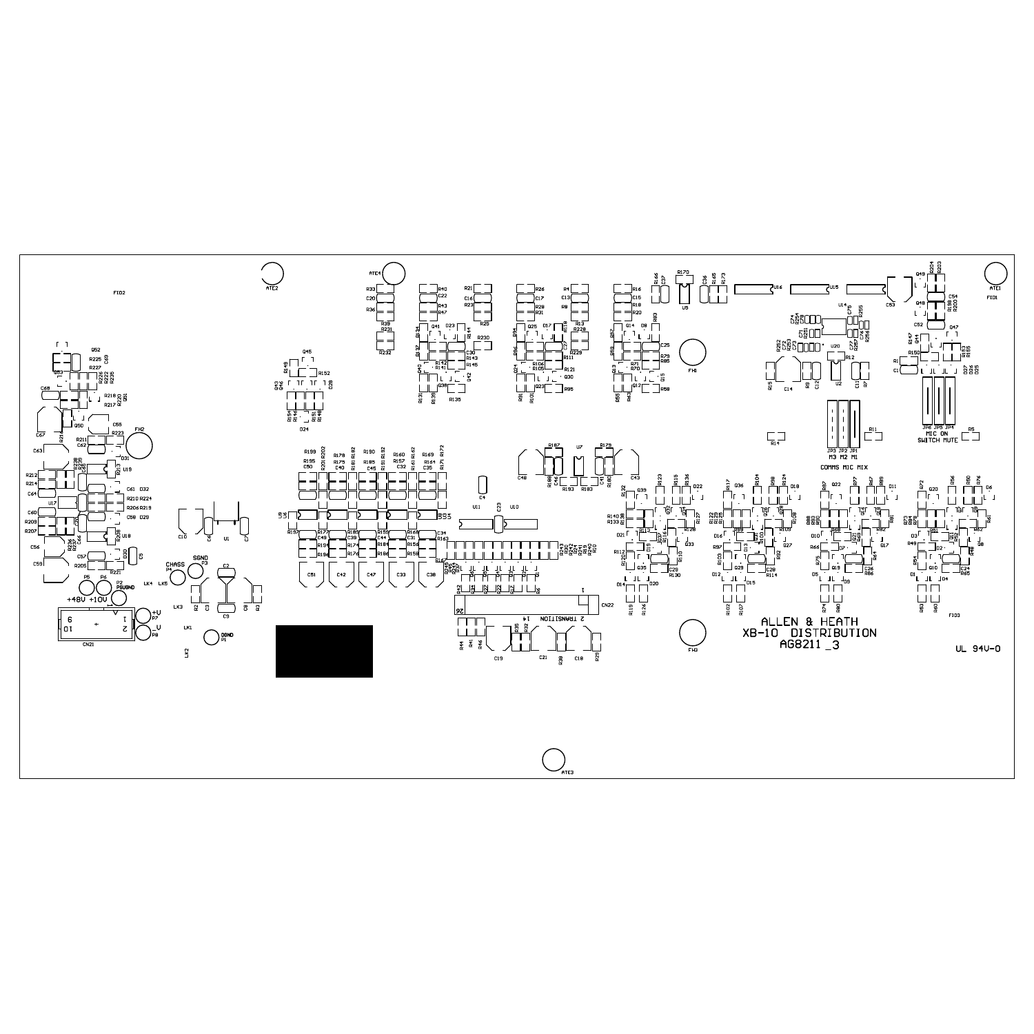ALLEN & HEATH
XB-10 DISTRIBUTION
AG8211_3

UL 94V-0

COMMS MIC MIX

M3 M2 M1

MIC ON
SWITCH MUTE

+48V +10V

CHASS

SGND

PSUGND

DGND

2 TRANSITION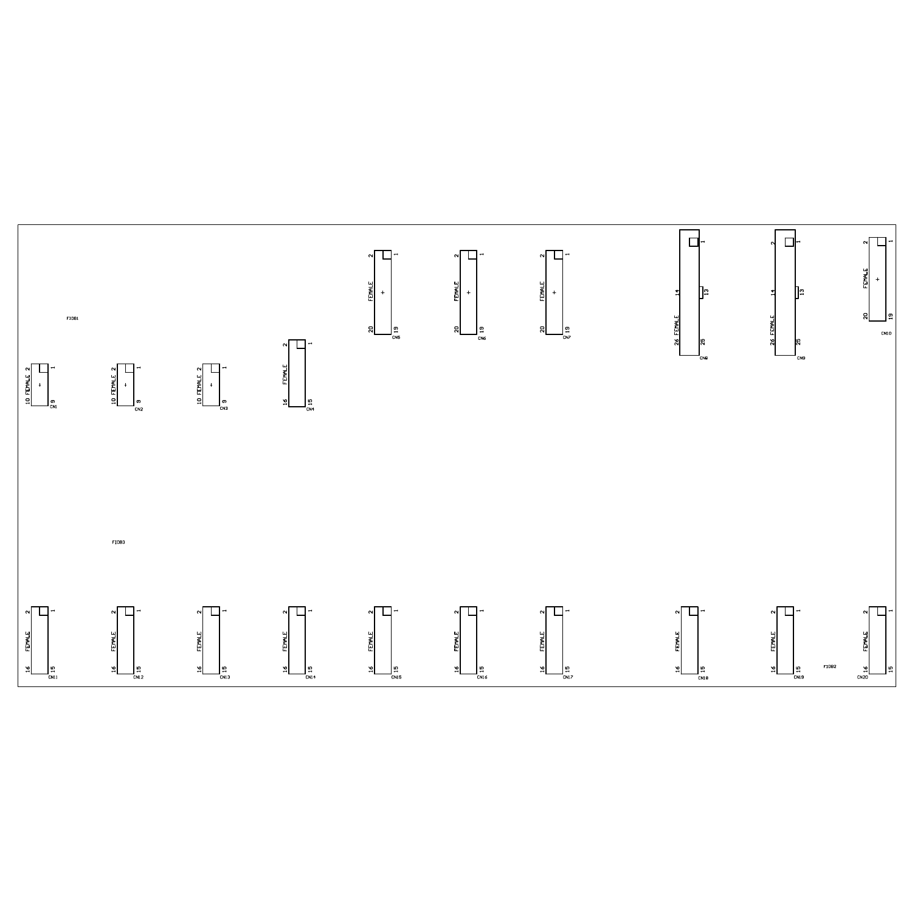FIDB1

2 1
10 FEMALE
9
CN1

2 1
10 FEMALE
9
CN2

2 1
10 FEMALE
9
CN3

2 1
FEMALE
16 15
CN4

2 1
FEMALE
20 19
CN5

2 1
FEMALE
20 19
CN6

2 1
FEMALE
20 19
CN7

1
14 13
26 FEMALE
25
CN8

2 1
14 13
26 FEMALE
25
CN9

2 1
FEMALE
20 19
CN10

FIDB3

2 1
FEMALE
16 15
CN11

2 1
FEMALE
16 15
CN12

2 1
FEMALE
16 15
CN13

2 1
FEMALE
16 15
CN14

2 1
FEMALE
16 15
CN15

2 1
FEMALE
16 15
CN16

2 1
FEMALE
16 15
CN17

2 1
FEMALE
16 15
CN18

2 1
FEMALE
16 15
CN19

FIDB2

2 1
FEMALE
16 15
CN20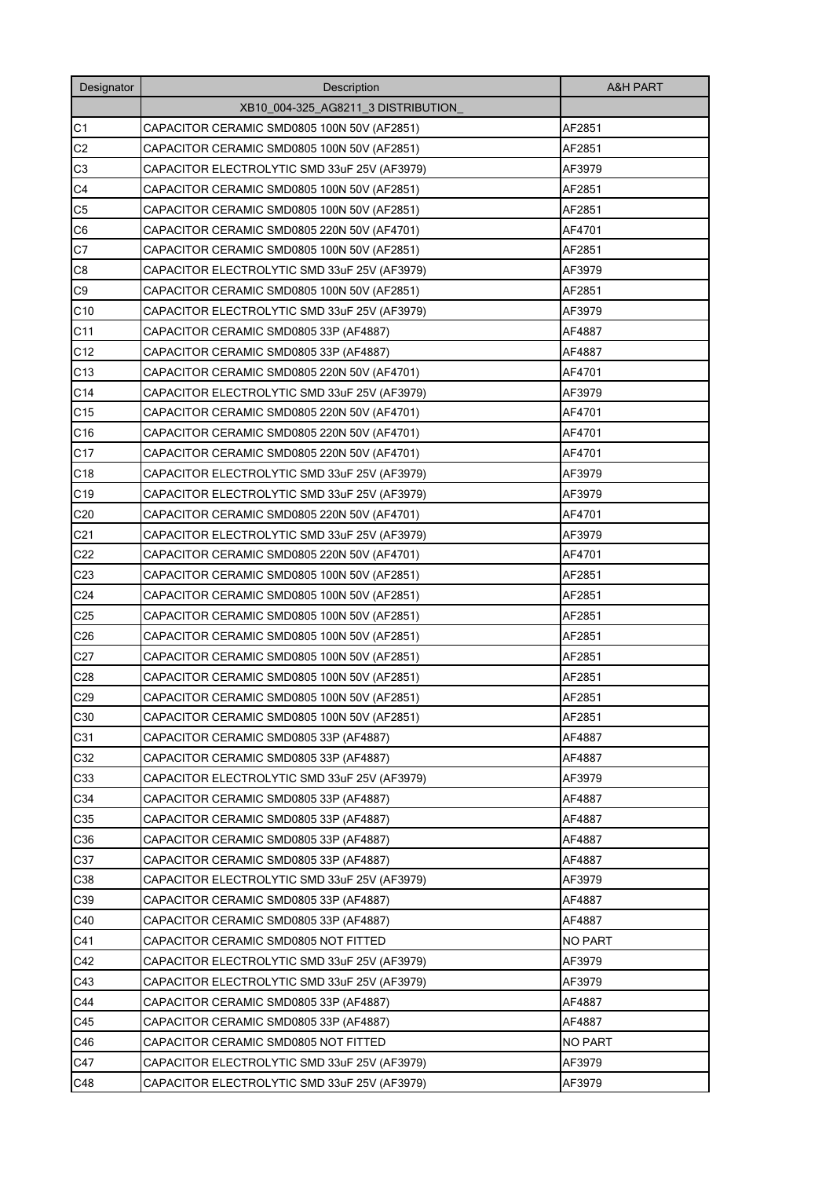| Designator | Description | A&H PART |
|---|---|---|
| | XB10_004-325_AG8211_3 DISTRIBUTION_ | |
| C1 | CAPACITOR CERAMIC SMD0805 100N 50V (AF2851) | AF2851 |
| C2 | CAPACITOR CERAMIC SMD0805 100N 50V (AF2851) | AF2851 |
| C3 | CAPACITOR ELECTROLYTIC SMD 33uF 25V (AF3979) | AF3979 |
| C4 | CAPACITOR CERAMIC SMD0805 100N 50V (AF2851) | AF2851 |
| C5 | CAPACITOR CERAMIC SMD0805 100N 50V (AF2851) | AF2851 |
| C6 | CAPACITOR CERAMIC SMD0805 220N 50V (AF4701) | AF4701 |
| C7 | CAPACITOR CERAMIC SMD0805 100N 50V (AF2851) | AF2851 |
| C8 | CAPACITOR ELECTROLYTIC SMD 33uF 25V (AF3979) | AF3979 |
| C9 | CAPACITOR CERAMIC SMD0805 100N 50V (AF2851) | AF2851 |
| C10 | CAPACITOR ELECTROLYTIC SMD 33uF 25V (AF3979) | AF3979 |
| C11 | CAPACITOR CERAMIC SMD0805 33P (AF4887) | AF4887 |
| C12 | CAPACITOR CERAMIC SMD0805 33P (AF4887) | AF4887 |
| C13 | CAPACITOR CERAMIC SMD0805 220N 50V (AF4701) | AF4701 |
| C14 | CAPACITOR ELECTROLYTIC SMD 33uF 25V (AF3979) | AF3979 |
| C15 | CAPACITOR CERAMIC SMD0805 220N 50V (AF4701) | AF4701 |
| C16 | CAPACITOR CERAMIC SMD0805 220N 50V (AF4701) | AF4701 |
| C17 | CAPACITOR CERAMIC SMD0805 220N 50V (AF4701) | AF4701 |
| C18 | CAPACITOR ELECTROLYTIC SMD 33uF 25V (AF3979) | AF3979 |
| C19 | CAPACITOR ELECTROLYTIC SMD 33uF 25V (AF3979) | AF3979 |
| C20 | CAPACITOR CERAMIC SMD0805 220N 50V (AF4701) | AF4701 |
| C21 | CAPACITOR ELECTROLYTIC SMD 33uF 25V (AF3979) | AF3979 |
| C22 | CAPACITOR CERAMIC SMD0805 220N 50V (AF4701) | AF4701 |
| C23 | CAPACITOR CERAMIC SMD0805 100N 50V (AF2851) | AF2851 |
| C24 | CAPACITOR CERAMIC SMD0805 100N 50V (AF2851) | AF2851 |
| C25 | CAPACITOR CERAMIC SMD0805 100N 50V (AF2851) | AF2851 |
| C26 | CAPACITOR CERAMIC SMD0805 100N 50V (AF2851) | AF2851 |
| C27 | CAPACITOR CERAMIC SMD0805 100N 50V (AF2851) | AF2851 |
| C28 | CAPACITOR CERAMIC SMD0805 100N 50V (AF2851) | AF2851 |
| C29 | CAPACITOR CERAMIC SMD0805 100N 50V (AF2851) | AF2851 |
| C30 | CAPACITOR CERAMIC SMD0805 100N 50V (AF2851) | AF2851 |
| C31 | CAPACITOR CERAMIC SMD0805 33P (AF4887) | AF4887 |
| C32 | CAPACITOR CERAMIC SMD0805 33P (AF4887) | AF4887 |
| C33 | CAPACITOR ELECTROLYTIC SMD 33uF 25V (AF3979) | AF3979 |
| C34 | CAPACITOR CERAMIC SMD0805 33P (AF4887) | AF4887 |
| C35 | CAPACITOR CERAMIC SMD0805 33P (AF4887) | AF4887 |
| C36 | CAPACITOR CERAMIC SMD0805 33P (AF4887) | AF4887 |
| C37 | CAPACITOR CERAMIC SMD0805 33P (AF4887) | AF4887 |
| C38 | CAPACITOR ELECTROLYTIC SMD 33uF 25V (AF3979) | AF3979 |
| C39 | CAPACITOR CERAMIC SMD0805 33P (AF4887) | AF4887 |
| C40 | CAPACITOR CERAMIC SMD0805 33P (AF4887) | AF4887 |
| C41 | CAPACITOR CERAMIC SMD0805 NOT FITTED | NO PART |
| C42 | CAPACITOR ELECTROLYTIC SMD 33uF 25V (AF3979) | AF3979 |
| C43 | CAPACITOR ELECTROLYTIC SMD 33uF 25V (AF3979) | AF3979 |
| C44 | CAPACITOR CERAMIC SMD0805 33P (AF4887) | AF4887 |
| C45 | CAPACITOR CERAMIC SMD0805 33P (AF4887) | AF4887 |
| C46 | CAPACITOR CERAMIC SMD0805 NOT FITTED | NO PART |
| C47 | CAPACITOR ELECTROLYTIC SMD 33uF 25V (AF3979) | AF3979 |
| C48 | CAPACITOR ELECTROLYTIC SMD 33uF 25V (AF3979) | AF3979 |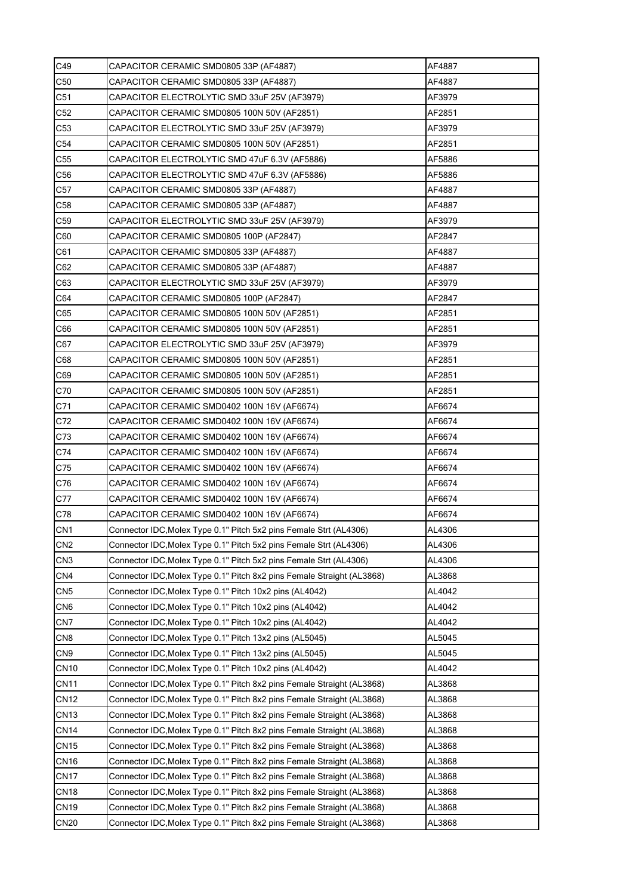| C49 | CAPACITOR CERAMIC SMD0805 33P (AF4887) | AF4887 |
|---|---|---|
| C50 | CAPACITOR CERAMIC SMD0805 33P (AF4887) | AF4887 |
| C51 | CAPACITOR ELECTROLYTIC SMD 33uF 25V (AF3979) | AF3979 |
| C52 | CAPACITOR CERAMIC SMD0805 100N 50V (AF2851) | AF2851 |
| C53 | CAPACITOR ELECTROLYTIC SMD 33uF 25V (AF3979) | AF3979 |
| C54 | CAPACITOR CERAMIC SMD0805 100N 50V (AF2851) | AF2851 |
| C55 | CAPACITOR ELECTROLYTIC SMD 47uF 6.3V (AF5886) | AF5886 |
| C56 | CAPACITOR ELECTROLYTIC SMD 47uF 6.3V (AF5886) | AF5886 |
| C57 | CAPACITOR CERAMIC SMD0805 33P (AF4887) | AF4887 |
| C58 | CAPACITOR CERAMIC SMD0805 33P (AF4887) | AF4887 |
| C59 | CAPACITOR ELECTROLYTIC SMD 33uF 25V (AF3979) | AF3979 |
| C60 | CAPACITOR CERAMIC SMD0805 100P (AF2847) | AF2847 |
| C61 | CAPACITOR CERAMIC SMD0805 33P (AF4887) | AF4887 |
| C62 | CAPACITOR CERAMIC SMD0805 33P (AF4887) | AF4887 |
| C63 | CAPACITOR ELECTROLYTIC SMD 33uF 25V (AF3979) | AF3979 |
| C64 | CAPACITOR CERAMIC SMD0805 100P (AF2847) | AF2847 |
| C65 | CAPACITOR CERAMIC SMD0805 100N 50V (AF2851) | AF2851 |
| C66 | CAPACITOR CERAMIC SMD0805 100N 50V (AF2851) | AF2851 |
| C67 | CAPACITOR ELECTROLYTIC SMD 33uF 25V (AF3979) | AF3979 |
| C68 | CAPACITOR CERAMIC SMD0805 100N 50V (AF2851) | AF2851 |
| C69 | CAPACITOR CERAMIC SMD0805 100N 50V (AF2851) | AF2851 |
| C70 | CAPACITOR CERAMIC SMD0805 100N 50V (AF2851) | AF2851 |
| C71 | CAPACITOR CERAMIC SMD0402 100N 16V (AF6674) | AF6674 |
| C72 | CAPACITOR CERAMIC SMD0402 100N 16V (AF6674) | AF6674 |
| C73 | CAPACITOR CERAMIC SMD0402 100N 16V (AF6674) | AF6674 |
| C74 | CAPACITOR CERAMIC SMD0402 100N 16V (AF6674) | AF6674 |
| C75 | CAPACITOR CERAMIC SMD0402 100N 16V (AF6674) | AF6674 |
| C76 | CAPACITOR CERAMIC SMD0402 100N 16V (AF6674) | AF6674 |
| C77 | CAPACITOR CERAMIC SMD0402 100N 16V (AF6674) | AF6674 |
| C78 | CAPACITOR CERAMIC SMD0402 100N 16V (AF6674) | AF6674 |
| CN1 | Connector IDC,Molex Type 0.1" Pitch 5x2 pins Female Strt (AL4306) | AL4306 |
| CN2 | Connector IDC,Molex Type 0.1" Pitch 5x2 pins Female Strt (AL4306) | AL4306 |
| CN3 | Connector IDC,Molex Type 0.1" Pitch 5x2 pins Female Strt (AL4306) | AL4306 |
| CN4 | Connector IDC,Molex Type 0.1" Pitch 8x2 pins Female Straight (AL3868) | AL3868 |
| CN5 | Connector IDC,Molex Type 0.1" Pitch 10x2 pins (AL4042) | AL4042 |
| CN6 | Connector IDC,Molex Type 0.1" Pitch 10x2 pins (AL4042) | AL4042 |
| CN7 | Connector IDC,Molex Type 0.1" Pitch 10x2 pins (AL4042) | AL4042 |
| CN8 | Connector IDC,Molex Type 0.1" Pitch 13x2 pins (AL5045) | AL5045 |
| CN9 | Connector IDC,Molex Type 0.1" Pitch 13x2 pins (AL5045) | AL5045 |
| CN10 | Connector IDC,Molex Type 0.1" Pitch 10x2 pins (AL4042) | AL4042 |
| CN11 | Connector IDC,Molex Type 0.1" Pitch 8x2 pins Female Straight (AL3868) | AL3868 |
| CN12 | Connector IDC,Molex Type 0.1" Pitch 8x2 pins Female Straight (AL3868) | AL3868 |
| CN13 | Connector IDC,Molex Type 0.1" Pitch 8x2 pins Female Straight (AL3868) | AL3868 |
| CN14 | Connector IDC,Molex Type 0.1" Pitch 8x2 pins Female Straight (AL3868) | AL3868 |
| CN15 | Connector IDC,Molex Type 0.1" Pitch 8x2 pins Female Straight (AL3868) | AL3868 |
| CN16 | Connector IDC,Molex Type 0.1" Pitch 8x2 pins Female Straight (AL3868) | AL3868 |
| CN17 | Connector IDC,Molex Type 0.1" Pitch 8x2 pins Female Straight (AL3868) | AL3868 |
| CN18 | Connector IDC,Molex Type 0.1" Pitch 8x2 pins Female Straight (AL3868) | AL3868 |
| CN19 | Connector IDC,Molex Type 0.1" Pitch 8x2 pins Female Straight (AL3868) | AL3868 |
| CN20 | Connector IDC,Molex Type 0.1" Pitch 8x2 pins Female Straight (AL3868) | AL3868 |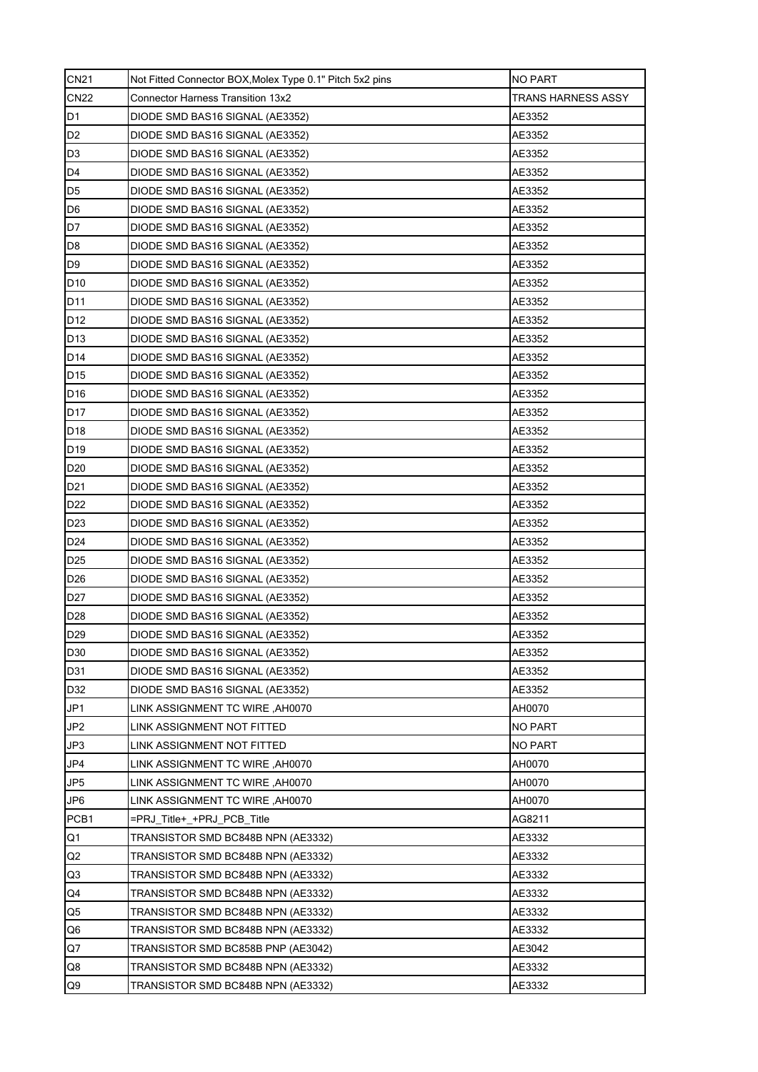| CN21 | Not Fitted Connector BOX,Molex Type 0.1" Pitch 5x2 pins | NO PART |
|---|---|---|
| CN22 | Connector Harness Transition 13x2 | TRANS HARNESS ASSY |
| D1 | DIODE SMD BAS16 SIGNAL (AE3352) | AE3352 |
| D2 | DIODE SMD BAS16 SIGNAL (AE3352) | AE3352 |
| D3 | DIODE SMD BAS16 SIGNAL (AE3352) | AE3352 |
| D4 | DIODE SMD BAS16 SIGNAL (AE3352) | AE3352 |
| D5 | DIODE SMD BAS16 SIGNAL (AE3352) | AE3352 |
| D6 | DIODE SMD BAS16 SIGNAL (AE3352) | AE3352 |
| D7 | DIODE SMD BAS16 SIGNAL (AE3352) | AE3352 |
| D8 | DIODE SMD BAS16 SIGNAL (AE3352) | AE3352 |
| D9 | DIODE SMD BAS16 SIGNAL (AE3352) | AE3352 |
| D10 | DIODE SMD BAS16 SIGNAL (AE3352) | AE3352 |
| D11 | DIODE SMD BAS16 SIGNAL (AE3352) | AE3352 |
| D12 | DIODE SMD BAS16 SIGNAL (AE3352) | AE3352 |
| D13 | DIODE SMD BAS16 SIGNAL (AE3352) | AE3352 |
| D14 | DIODE SMD BAS16 SIGNAL (AE3352) | AE3352 |
| D15 | DIODE SMD BAS16 SIGNAL (AE3352) | AE3352 |
| D16 | DIODE SMD BAS16 SIGNAL (AE3352) | AE3352 |
| D17 | DIODE SMD BAS16 SIGNAL (AE3352) | AE3352 |
| D18 | DIODE SMD BAS16 SIGNAL (AE3352) | AE3352 |
| D19 | DIODE SMD BAS16 SIGNAL (AE3352) | AE3352 |
| D20 | DIODE SMD BAS16 SIGNAL (AE3352) | AE3352 |
| D21 | DIODE SMD BAS16 SIGNAL (AE3352) | AE3352 |
| D22 | DIODE SMD BAS16 SIGNAL (AE3352) | AE3352 |
| D23 | DIODE SMD BAS16 SIGNAL (AE3352) | AE3352 |
| D24 | DIODE SMD BAS16 SIGNAL (AE3352) | AE3352 |
| D25 | DIODE SMD BAS16 SIGNAL (AE3352) | AE3352 |
| D26 | DIODE SMD BAS16 SIGNAL (AE3352) | AE3352 |
| D27 | DIODE SMD BAS16 SIGNAL (AE3352) | AE3352 |
| D28 | DIODE SMD BAS16 SIGNAL (AE3352) | AE3352 |
| D29 | DIODE SMD BAS16 SIGNAL (AE3352) | AE3352 |
| D30 | DIODE SMD BAS16 SIGNAL (AE3352) | AE3352 |
| D31 | DIODE SMD BAS16 SIGNAL (AE3352) | AE3352 |
| D32 | DIODE SMD BAS16 SIGNAL (AE3352) | AE3352 |
| JP1 | LINK ASSIGNMENT TC WIRE ,AH0070 | AH0070 |
| JP2 | LINK ASSIGNMENT NOT FITTED | NO PART |
| JP3 | LINK ASSIGNMENT NOT FITTED | NO PART |
| JP4 | LINK ASSIGNMENT TC WIRE ,AH0070 | AH0070 |
| JP5 | LINK ASSIGNMENT TC WIRE ,AH0070 | AH0070 |
| JP6 | LINK ASSIGNMENT TC WIRE ,AH0070 | AH0070 |
| PCB1 | =PRJ_Title+_+PRJ_PCB_Title | AG8211 |
| Q1 | TRANSISTOR SMD BC848B NPN (AE3332) | AE3332 |
| Q2 | TRANSISTOR SMD BC848B NPN (AE3332) | AE3332 |
| Q3 | TRANSISTOR SMD BC848B NPN (AE3332) | AE3332 |
| Q4 | TRANSISTOR SMD BC848B NPN (AE3332) | AE3332 |
| Q5 | TRANSISTOR SMD BC848B NPN (AE3332) | AE3332 |
| Q6 | TRANSISTOR SMD BC848B NPN (AE3332) | AE3332 |
| Q7 | TRANSISTOR SMD BC858B PNP (AE3042) | AE3042 |
| Q8 | TRANSISTOR SMD BC848B NPN (AE3332) | AE3332 |
| Q9 | TRANSISTOR SMD BC848B NPN (AE3332) | AE3332 |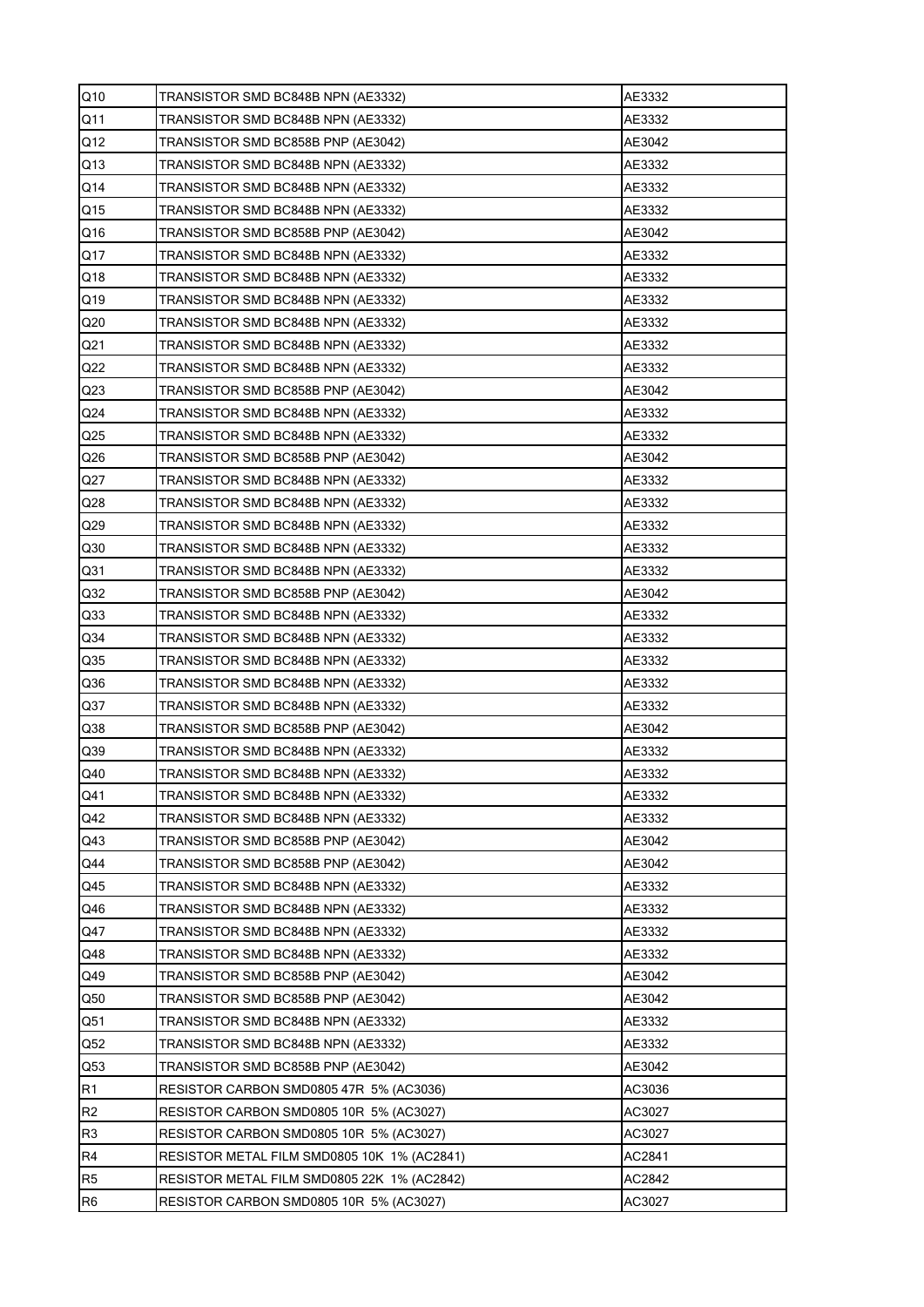| Q10 | TRANSISTOR SMD BC848B NPN (AE3332) | AE3332 |
|---|---|---|
| Q11 | TRANSISTOR SMD BC848B NPN (AE3332) | AE3332 |
| Q12 | TRANSISTOR SMD BC858B PNP (AE3042) | AE3042 |
| Q13 | TRANSISTOR SMD BC848B NPN (AE3332) | AE3332 |
| Q14 | TRANSISTOR SMD BC848B NPN (AE3332) | AE3332 |
| Q15 | TRANSISTOR SMD BC848B NPN (AE3332) | AE3332 |
| Q16 | TRANSISTOR SMD BC858B PNP (AE3042) | AE3042 |
| Q17 | TRANSISTOR SMD BC848B NPN (AE3332) | AE3332 |
| Q18 | TRANSISTOR SMD BC848B NPN (AE3332) | AE3332 |
| Q19 | TRANSISTOR SMD BC848B NPN (AE3332) | AE3332 |
| Q20 | TRANSISTOR SMD BC848B NPN (AE3332) | AE3332 |
| Q21 | TRANSISTOR SMD BC848B NPN (AE3332) | AE3332 |
| Q22 | TRANSISTOR SMD BC848B NPN (AE3332) | AE3332 |
| Q23 | TRANSISTOR SMD BC858B PNP (AE3042) | AE3042 |
| Q24 | TRANSISTOR SMD BC848B NPN (AE3332) | AE3332 |
| Q25 | TRANSISTOR SMD BC848B NPN (AE3332) | AE3332 |
| Q26 | TRANSISTOR SMD BC858B PNP (AE3042) | AE3042 |
| Q27 | TRANSISTOR SMD BC848B NPN (AE3332) | AE3332 |
| Q28 | TRANSISTOR SMD BC848B NPN (AE3332) | AE3332 |
| Q29 | TRANSISTOR SMD BC848B NPN (AE3332) | AE3332 |
| Q30 | TRANSISTOR SMD BC848B NPN (AE3332) | AE3332 |
| Q31 | TRANSISTOR SMD BC848B NPN (AE3332) | AE3332 |
| Q32 | TRANSISTOR SMD BC858B PNP (AE3042) | AE3042 |
| Q33 | TRANSISTOR SMD BC848B NPN (AE3332) | AE3332 |
| Q34 | TRANSISTOR SMD BC848B NPN (AE3332) | AE3332 |
| Q35 | TRANSISTOR SMD BC848B NPN (AE3332) | AE3332 |
| Q36 | TRANSISTOR SMD BC848B NPN (AE3332) | AE3332 |
| Q37 | TRANSISTOR SMD BC848B NPN (AE3332) | AE3332 |
| Q38 | TRANSISTOR SMD BC858B PNP (AE3042) | AE3042 |
| Q39 | TRANSISTOR SMD BC848B NPN (AE3332) | AE3332 |
| Q40 | TRANSISTOR SMD BC848B NPN (AE3332) | AE3332 |
| Q41 | TRANSISTOR SMD BC848B NPN (AE3332) | AE3332 |
| Q42 | TRANSISTOR SMD BC848B NPN (AE3332) | AE3332 |
| Q43 | TRANSISTOR SMD BC858B PNP (AE3042) | AE3042 |
| Q44 | TRANSISTOR SMD BC858B PNP (AE3042) | AE3042 |
| Q45 | TRANSISTOR SMD BC848B NPN (AE3332) | AE3332 |
| Q46 | TRANSISTOR SMD BC848B NPN (AE3332) | AE3332 |
| Q47 | TRANSISTOR SMD BC848B NPN (AE3332) | AE3332 |
| Q48 | TRANSISTOR SMD BC848B NPN (AE3332) | AE3332 |
| Q49 | TRANSISTOR SMD BC858B PNP (AE3042) | AE3042 |
| Q50 | TRANSISTOR SMD BC858B PNP (AE3042) | AE3042 |
| Q51 | TRANSISTOR SMD BC848B NPN (AE3332) | AE3332 |
| Q52 | TRANSISTOR SMD BC848B NPN (AE3332) | AE3332 |
| Q53 | TRANSISTOR SMD BC858B PNP (AE3042) | AE3042 |
| R1 | RESISTOR CARBON SMD0805 47R 5% (AC3036) | AC3036 |
| R2 | RESISTOR CARBON SMD0805 10R 5% (AC3027) | AC3027 |
| R3 | RESISTOR CARBON SMD0805 10R 5% (AC3027) | AC3027 |
| R4 | RESISTOR METAL FILM SMD0805 10K 1% (AC2841) | AC2841 |
| R5 | RESISTOR METAL FILM SMD0805 22K 1% (AC2842) | AC2842 |
| R6 | RESISTOR CARBON SMD0805 10R 5% (AC3027) | AC3027 |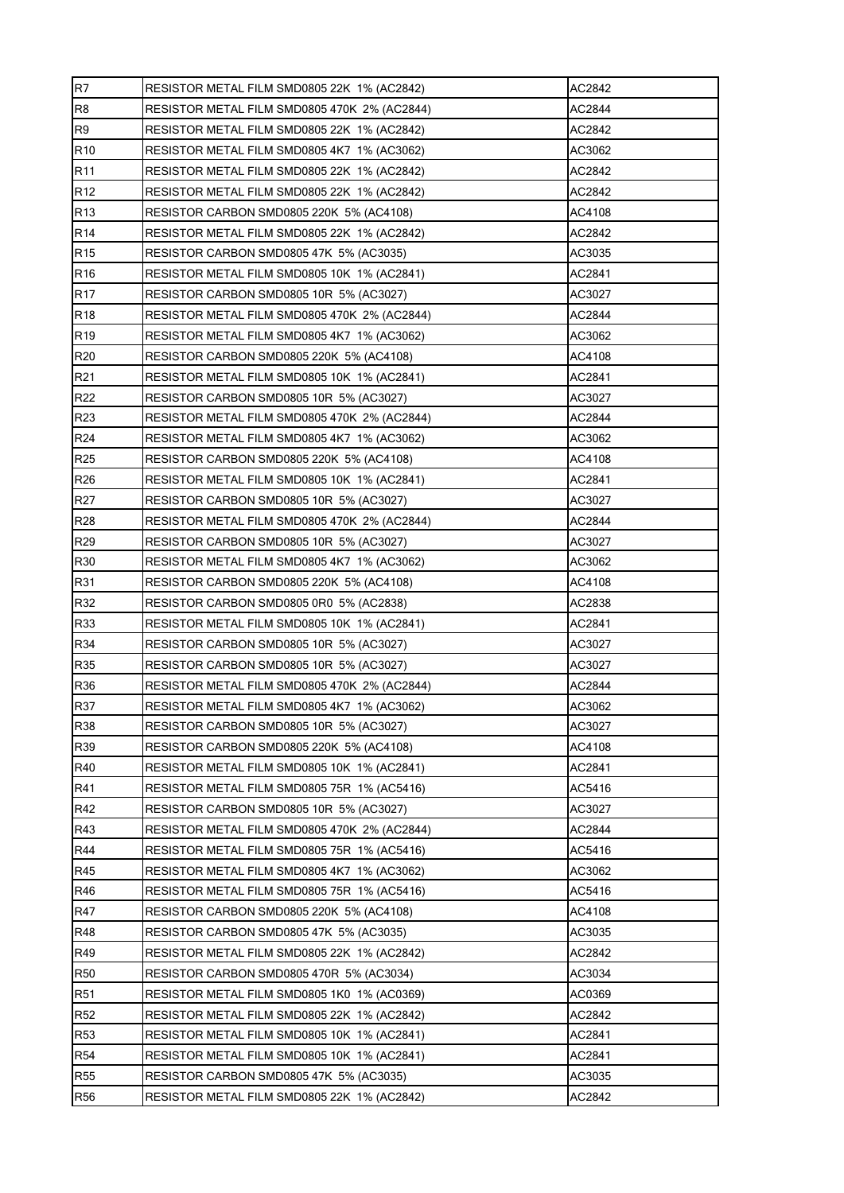| R7 | RESISTOR METAL FILM SMD0805 22K 1% (AC2842) | AC2842 |
|---|---|---|
| R8 | RESISTOR METAL FILM SMD0805 470K 2% (AC2844) | AC2844 |
| R9 | RESISTOR METAL FILM SMD0805 22K 1% (AC2842) | AC2842 |
| R10 | RESISTOR METAL FILM SMD0805 4K7 1% (AC3062) | AC3062 |
| R11 | RESISTOR METAL FILM SMD0805 22K 1% (AC2842) | AC2842 |
| R12 | RESISTOR METAL FILM SMD0805 22K 1% (AC2842) | AC2842 |
| R13 | RESISTOR CARBON SMD0805 220K 5% (AC4108) | AC4108 |
| R14 | RESISTOR METAL FILM SMD0805 22K 1% (AC2842) | AC2842 |
| R15 | RESISTOR CARBON SMD0805 47K 5% (AC3035) | AC3035 |
| R16 | RESISTOR METAL FILM SMD0805 10K 1% (AC2841) | AC2841 |
| R17 | RESISTOR CARBON SMD0805 10R 5% (AC3027) | AC3027 |
| R18 | RESISTOR METAL FILM SMD0805 470K 2% (AC2844) | AC2844 |
| R19 | RESISTOR METAL FILM SMD0805 4K7 1% (AC3062) | AC3062 |
| R20 | RESISTOR CARBON SMD0805 220K 5% (AC4108) | AC4108 |
| R21 | RESISTOR METAL FILM SMD0805 10K 1% (AC2841) | AC2841 |
| R22 | RESISTOR CARBON SMD0805 10R 5% (AC3027) | AC3027 |
| R23 | RESISTOR METAL FILM SMD0805 470K 2% (AC2844) | AC2844 |
| R24 | RESISTOR METAL FILM SMD0805 4K7 1% (AC3062) | AC3062 |
| R25 | RESISTOR CARBON SMD0805 220K 5% (AC4108) | AC4108 |
| R26 | RESISTOR METAL FILM SMD0805 10K 1% (AC2841) | AC2841 |
| R27 | RESISTOR CARBON SMD0805 10R 5% (AC3027) | AC3027 |
| R28 | RESISTOR METAL FILM SMD0805 470K 2% (AC2844) | AC2844 |
| R29 | RESISTOR CARBON SMD0805 10R 5% (AC3027) | AC3027 |
| R30 | RESISTOR METAL FILM SMD0805 4K7 1% (AC3062) | AC3062 |
| R31 | RESISTOR CARBON SMD0805 220K 5% (AC4108) | AC4108 |
| R32 | RESISTOR CARBON SMD0805 0R0 5% (AC2838) | AC2838 |
| R33 | RESISTOR METAL FILM SMD0805 10K 1% (AC2841) | AC2841 |
| R34 | RESISTOR CARBON SMD0805 10R 5% (AC3027) | AC3027 |
| R35 | RESISTOR CARBON SMD0805 10R 5% (AC3027) | AC3027 |
| R36 | RESISTOR METAL FILM SMD0805 470K 2% (AC2844) | AC2844 |
| R37 | RESISTOR METAL FILM SMD0805 4K7 1% (AC3062) | AC3062 |
| R38 | RESISTOR CARBON SMD0805 10R 5% (AC3027) | AC3027 |
| R39 | RESISTOR CARBON SMD0805 220K 5% (AC4108) | AC4108 |
| R40 | RESISTOR METAL FILM SMD0805 10K 1% (AC2841) | AC2841 |
| R41 | RESISTOR METAL FILM SMD0805 75R 1% (AC5416) | AC5416 |
| R42 | RESISTOR CARBON SMD0805 10R 5% (AC3027) | AC3027 |
| R43 | RESISTOR METAL FILM SMD0805 470K 2% (AC2844) | AC2844 |
| R44 | RESISTOR METAL FILM SMD0805 75R 1% (AC5416) | AC5416 |
| R45 | RESISTOR METAL FILM SMD0805 4K7 1% (AC3062) | AC3062 |
| R46 | RESISTOR METAL FILM SMD0805 75R 1% (AC5416) | AC5416 |
| R47 | RESISTOR CARBON SMD0805 220K 5% (AC4108) | AC4108 |
| R48 | RESISTOR CARBON SMD0805 47K 5% (AC3035) | AC3035 |
| R49 | RESISTOR METAL FILM SMD0805 22K 1% (AC2842) | AC2842 |
| R50 | RESISTOR CARBON SMD0805 470R 5% (AC3034) | AC3034 |
| R51 | RESISTOR METAL FILM SMD0805 1K0 1% (AC0369) | AC0369 |
| R52 | RESISTOR METAL FILM SMD0805 22K 1% (AC2842) | AC2842 |
| R53 | RESISTOR METAL FILM SMD0805 10K 1% (AC2841) | AC2841 |
| R54 | RESISTOR METAL FILM SMD0805 10K 1% (AC2841) | AC2841 |
| R55 | RESISTOR CARBON SMD0805 47K 5% (AC3035) | AC3035 |
| R56 | RESISTOR METAL FILM SMD0805 22K 1% (AC2842) | AC2842 |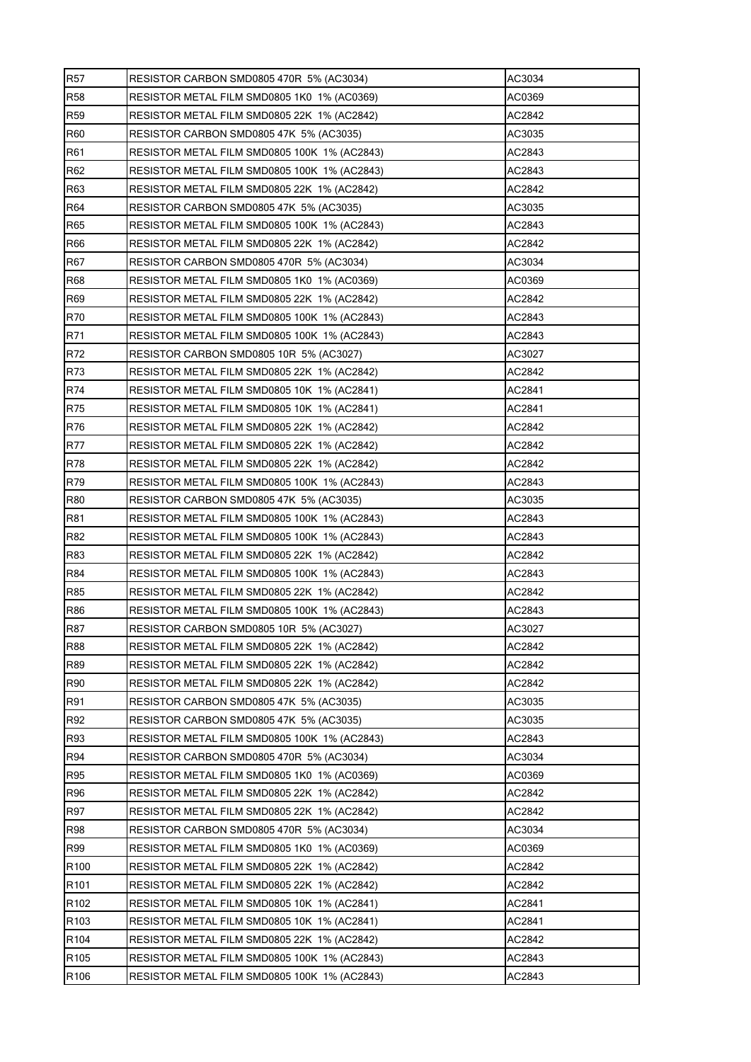| R57 | RESISTOR CARBON SMD0805 470R 5% (AC3034) | AC3034 |
|---|---|---|
| R58 | RESISTOR METAL FILM SMD0805 1K0 1% (AC0369) | AC0369 |
| R59 | RESISTOR METAL FILM SMD0805 22K 1% (AC2842) | AC2842 |
| R60 | RESISTOR CARBON SMD0805 47K 5% (AC3035) | AC3035 |
| R61 | RESISTOR METAL FILM SMD0805 100K 1% (AC2843) | AC2843 |
| R62 | RESISTOR METAL FILM SMD0805 100K 1% (AC2843) | AC2843 |
| R63 | RESISTOR METAL FILM SMD0805 22K 1% (AC2842) | AC2842 |
| R64 | RESISTOR CARBON SMD0805 47K 5% (AC3035) | AC3035 |
| R65 | RESISTOR METAL FILM SMD0805 100K 1% (AC2843) | AC2843 |
| R66 | RESISTOR METAL FILM SMD0805 22K 1% (AC2842) | AC2842 |
| R67 | RESISTOR CARBON SMD0805 470R 5% (AC3034) | AC3034 |
| R68 | RESISTOR METAL FILM SMD0805 1K0 1% (AC0369) | AC0369 |
| R69 | RESISTOR METAL FILM SMD0805 22K 1% (AC2842) | AC2842 |
| R70 | RESISTOR METAL FILM SMD0805 100K 1% (AC2843) | AC2843 |
| R71 | RESISTOR METAL FILM SMD0805 100K 1% (AC2843) | AC2843 |
| R72 | RESISTOR CARBON SMD0805 10R 5% (AC3027) | AC3027 |
| R73 | RESISTOR METAL FILM SMD0805 22K 1% (AC2842) | AC2842 |
| R74 | RESISTOR METAL FILM SMD0805 10K 1% (AC2841) | AC2841 |
| R75 | RESISTOR METAL FILM SMD0805 10K 1% (AC2841) | AC2841 |
| R76 | RESISTOR METAL FILM SMD0805 22K 1% (AC2842) | AC2842 |
| R77 | RESISTOR METAL FILM SMD0805 22K 1% (AC2842) | AC2842 |
| R78 | RESISTOR METAL FILM SMD0805 22K 1% (AC2842) | AC2842 |
| R79 | RESISTOR METAL FILM SMD0805 100K 1% (AC2843) | AC2843 |
| R80 | RESISTOR CARBON SMD0805 47K 5% (AC3035) | AC3035 |
| R81 | RESISTOR METAL FILM SMD0805 100K 1% (AC2843) | AC2843 |
| R82 | RESISTOR METAL FILM SMD0805 100K 1% (AC2843) | AC2843 |
| R83 | RESISTOR METAL FILM SMD0805 22K 1% (AC2842) | AC2842 |
| R84 | RESISTOR METAL FILM SMD0805 100K 1% (AC2843) | AC2843 |
| R85 | RESISTOR METAL FILM SMD0805 22K 1% (AC2842) | AC2842 |
| R86 | RESISTOR METAL FILM SMD0805 100K 1% (AC2843) | AC2843 |
| R87 | RESISTOR CARBON SMD0805 10R 5% (AC3027) | AC3027 |
| R88 | RESISTOR METAL FILM SMD0805 22K 1% (AC2842) | AC2842 |
| R89 | RESISTOR METAL FILM SMD0805 22K 1% (AC2842) | AC2842 |
| R90 | RESISTOR METAL FILM SMD0805 22K 1% (AC2842) | AC2842 |
| R91 | RESISTOR CARBON SMD0805 47K 5% (AC3035) | AC3035 |
| R92 | RESISTOR CARBON SMD0805 47K 5% (AC3035) | AC3035 |
| R93 | RESISTOR METAL FILM SMD0805 100K 1% (AC2843) | AC2843 |
| R94 | RESISTOR CARBON SMD0805 470R 5% (AC3034) | AC3034 |
| R95 | RESISTOR METAL FILM SMD0805 1K0 1% (AC0369) | AC0369 |
| R96 | RESISTOR METAL FILM SMD0805 22K 1% (AC2842) | AC2842 |
| R97 | RESISTOR METAL FILM SMD0805 22K 1% (AC2842) | AC2842 |
| R98 | RESISTOR CARBON SMD0805 470R 5% (AC3034) | AC3034 |
| R99 | RESISTOR METAL FILM SMD0805 1K0 1% (AC0369) | AC0369 |
| R100 | RESISTOR METAL FILM SMD0805 22K 1% (AC2842) | AC2842 |
| R101 | RESISTOR METAL FILM SMD0805 22K 1% (AC2842) | AC2842 |
| R102 | RESISTOR METAL FILM SMD0805 10K 1% (AC2841) | AC2841 |
| R103 | RESISTOR METAL FILM SMD0805 10K 1% (AC2841) | AC2841 |
| R104 | RESISTOR METAL FILM SMD0805 22K 1% (AC2842) | AC2842 |
| R105 | RESISTOR METAL FILM SMD0805 100K 1% (AC2843) | AC2843 |
| R106 | RESISTOR METAL FILM SMD0805 100K 1% (AC2843) | AC2843 |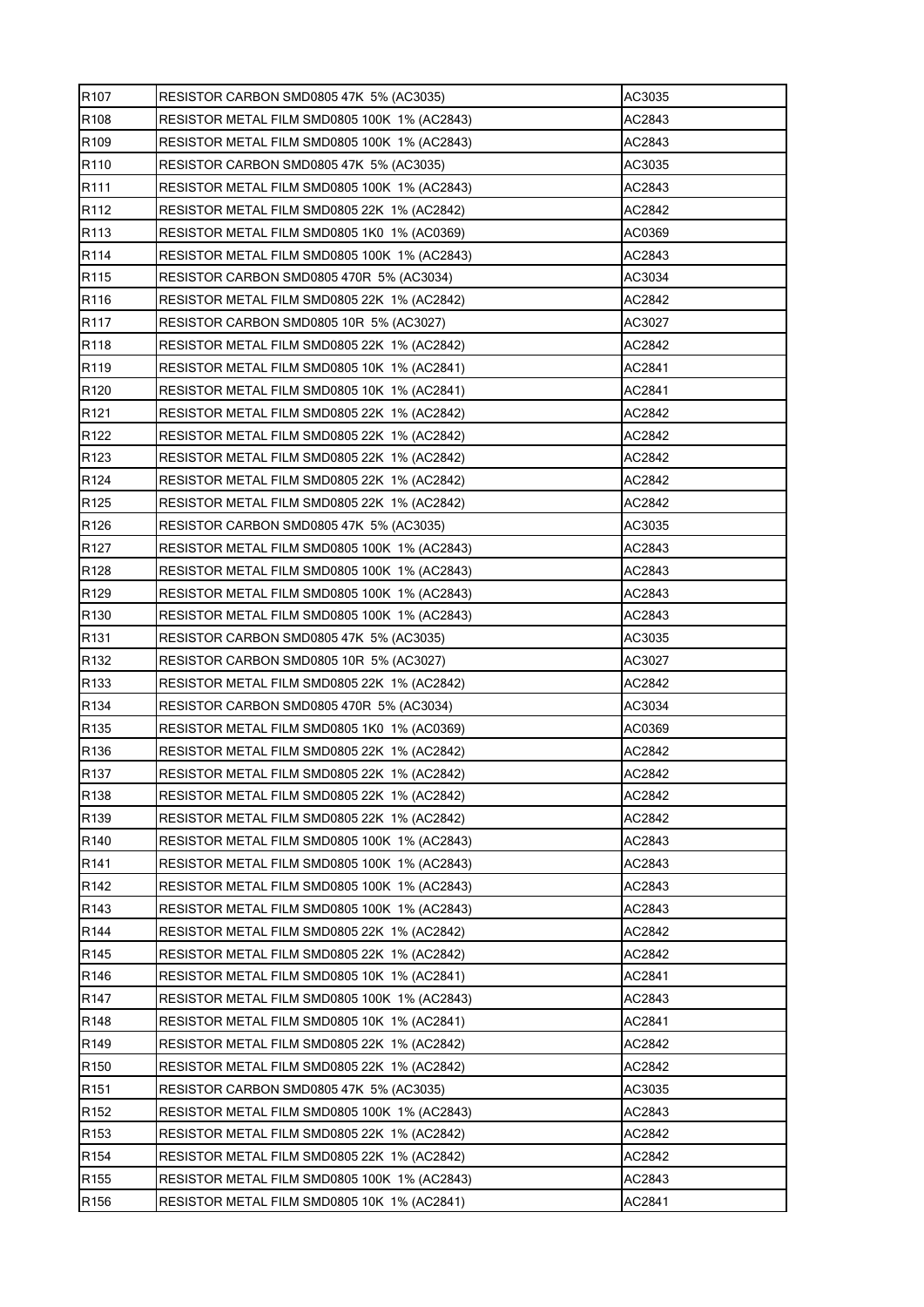| R107 | RESISTOR CARBON SMD0805 47K 5% (AC3035) | AC3035 |
|---|---|---|
| R108 | RESISTOR METAL FILM SMD0805 100K 1% (AC2843) | AC2843 |
| R109 | RESISTOR METAL FILM SMD0805 100K 1% (AC2843) | AC2843 |
| R110 | RESISTOR CARBON SMD0805 47K 5% (AC3035) | AC3035 |
| R111 | RESISTOR METAL FILM SMD0805 100K 1% (AC2843) | AC2843 |
| R112 | RESISTOR METAL FILM SMD0805 22K 1% (AC2842) | AC2842 |
| R113 | RESISTOR METAL FILM SMD0805 1K0 1% (AC0369) | AC0369 |
| R114 | RESISTOR METAL FILM SMD0805 100K 1% (AC2843) | AC2843 |
| R115 | RESISTOR CARBON SMD0805 470R 5% (AC3034) | AC3034 |
| R116 | RESISTOR METAL FILM SMD0805 22K 1% (AC2842) | AC2842 |
| R117 | RESISTOR CARBON SMD0805 10R 5% (AC3027) | AC3027 |
| R118 | RESISTOR METAL FILM SMD0805 22K 1% (AC2842) | AC2842 |
| R119 | RESISTOR METAL FILM SMD0805 10K 1% (AC2841) | AC2841 |
| R120 | RESISTOR METAL FILM SMD0805 10K 1% (AC2841) | AC2841 |
| R121 | RESISTOR METAL FILM SMD0805 22K 1% (AC2842) | AC2842 |
| R122 | RESISTOR METAL FILM SMD0805 22K 1% (AC2842) | AC2842 |
| R123 | RESISTOR METAL FILM SMD0805 22K 1% (AC2842) | AC2842 |
| R124 | RESISTOR METAL FILM SMD0805 22K 1% (AC2842) | AC2842 |
| R125 | RESISTOR METAL FILM SMD0805 22K 1% (AC2842) | AC2842 |
| R126 | RESISTOR CARBON SMD0805 47K 5% (AC3035) | AC3035 |
| R127 | RESISTOR METAL FILM SMD0805 100K 1% (AC2843) | AC2843 |
| R128 | RESISTOR METAL FILM SMD0805 100K 1% (AC2843) | AC2843 |
| R129 | RESISTOR METAL FILM SMD0805 100K 1% (AC2843) | AC2843 |
| R130 | RESISTOR METAL FILM SMD0805 100K 1% (AC2843) | AC2843 |
| R131 | RESISTOR CARBON SMD0805 47K 5% (AC3035) | AC3035 |
| R132 | RESISTOR CARBON SMD0805 10R 5% (AC3027) | AC3027 |
| R133 | RESISTOR METAL FILM SMD0805 22K 1% (AC2842) | AC2842 |
| R134 | RESISTOR CARBON SMD0805 470R 5% (AC3034) | AC3034 |
| R135 | RESISTOR METAL FILM SMD0805 1K0 1% (AC0369) | AC0369 |
| R136 | RESISTOR METAL FILM SMD0805 22K 1% (AC2842) | AC2842 |
| R137 | RESISTOR METAL FILM SMD0805 22K 1% (AC2842) | AC2842 |
| R138 | RESISTOR METAL FILM SMD0805 22K 1% (AC2842) | AC2842 |
| R139 | RESISTOR METAL FILM SMD0805 22K 1% (AC2842) | AC2842 |
| R140 | RESISTOR METAL FILM SMD0805 100K 1% (AC2843) | AC2843 |
| R141 | RESISTOR METAL FILM SMD0805 100K 1% (AC2843) | AC2843 |
| R142 | RESISTOR METAL FILM SMD0805 100K 1% (AC2843) | AC2843 |
| R143 | RESISTOR METAL FILM SMD0805 100K 1% (AC2843) | AC2843 |
| R144 | RESISTOR METAL FILM SMD0805 22K 1% (AC2842) | AC2842 |
| R145 | RESISTOR METAL FILM SMD0805 22K 1% (AC2842) | AC2842 |
| R146 | RESISTOR METAL FILM SMD0805 10K 1% (AC2841) | AC2841 |
| R147 | RESISTOR METAL FILM SMD0805 100K 1% (AC2843) | AC2843 |
| R148 | RESISTOR METAL FILM SMD0805 10K 1% (AC2841) | AC2841 |
| R149 | RESISTOR METAL FILM SMD0805 22K 1% (AC2842) | AC2842 |
| R150 | RESISTOR METAL FILM SMD0805 22K 1% (AC2842) | AC2842 |
| R151 | RESISTOR CARBON SMD0805 47K 5% (AC3035) | AC3035 |
| R152 | RESISTOR METAL FILM SMD0805 100K 1% (AC2843) | AC2843 |
| R153 | RESISTOR METAL FILM SMD0805 22K 1% (AC2842) | AC2842 |
| R154 | RESISTOR METAL FILM SMD0805 22K 1% (AC2842) | AC2842 |
| R155 | RESISTOR METAL FILM SMD0805 100K 1% (AC2843) | AC2843 |
| R156 | RESISTOR METAL FILM SMD0805 10K 1% (AC2841) | AC2841 |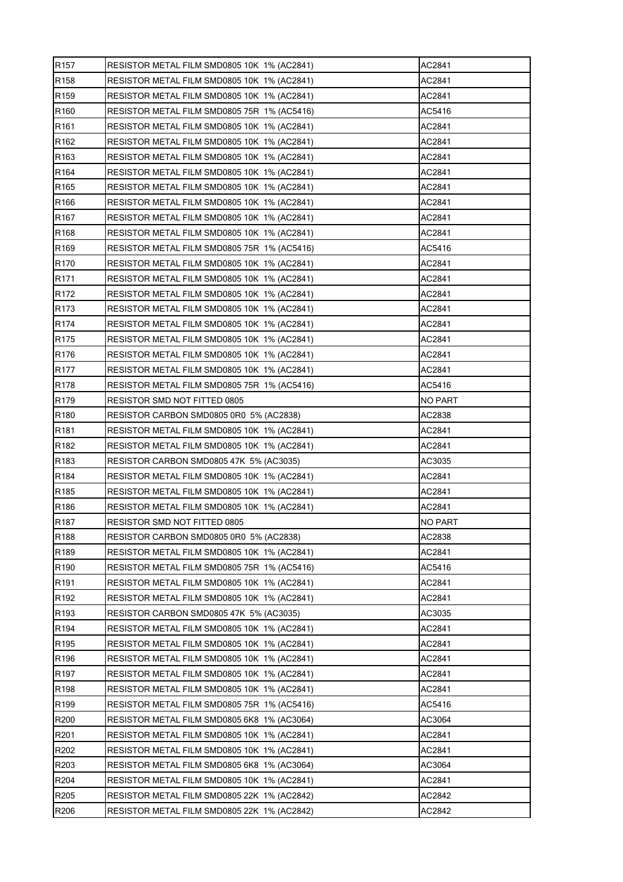| R157 | RESISTOR METAL FILM SMD0805 10K 1% (AC2841) | AC2841 |
|---|---|---|
| R158 | RESISTOR METAL FILM SMD0805 10K 1% (AC2841) | AC2841 |
| R159 | RESISTOR METAL FILM SMD0805 10K 1% (AC2841) | AC2841 |
| R160 | RESISTOR METAL FILM SMD0805 75R 1% (AC5416) | AC5416 |
| R161 | RESISTOR METAL FILM SMD0805 10K 1% (AC2841) | AC2841 |
| R162 | RESISTOR METAL FILM SMD0805 10K 1% (AC2841) | AC2841 |
| R163 | RESISTOR METAL FILM SMD0805 10K 1% (AC2841) | AC2841 |
| R164 | RESISTOR METAL FILM SMD0805 10K 1% (AC2841) | AC2841 |
| R165 | RESISTOR METAL FILM SMD0805 10K 1% (AC2841) | AC2841 |
| R166 | RESISTOR METAL FILM SMD0805 10K 1% (AC2841) | AC2841 |
| R167 | RESISTOR METAL FILM SMD0805 10K 1% (AC2841) | AC2841 |
| R168 | RESISTOR METAL FILM SMD0805 10K 1% (AC2841) | AC2841 |
| R169 | RESISTOR METAL FILM SMD0805 75R 1% (AC5416) | AC5416 |
| R170 | RESISTOR METAL FILM SMD0805 10K 1% (AC2841) | AC2841 |
| R171 | RESISTOR METAL FILM SMD0805 10K 1% (AC2841) | AC2841 |
| R172 | RESISTOR METAL FILM SMD0805 10K 1% (AC2841) | AC2841 |
| R173 | RESISTOR METAL FILM SMD0805 10K 1% (AC2841) | AC2841 |
| R174 | RESISTOR METAL FILM SMD0805 10K 1% (AC2841) | AC2841 |
| R175 | RESISTOR METAL FILM SMD0805 10K 1% (AC2841) | AC2841 |
| R176 | RESISTOR METAL FILM SMD0805 10K 1% (AC2841) | AC2841 |
| R177 | RESISTOR METAL FILM SMD0805 10K 1% (AC2841) | AC2841 |
| R178 | RESISTOR METAL FILM SMD0805 75R 1% (AC5416) | AC5416 |
| R179 | RESISTOR SMD NOT FITTED 0805 | NO PART |
| R180 | RESISTOR CARBON SMD0805 0R0 5% (AC2838) | AC2838 |
| R181 | RESISTOR METAL FILM SMD0805 10K 1% (AC2841) | AC2841 |
| R182 | RESISTOR METAL FILM SMD0805 10K 1% (AC2841) | AC2841 |
| R183 | RESISTOR CARBON SMD0805 47K 5% (AC3035) | AC3035 |
| R184 | RESISTOR METAL FILM SMD0805 10K 1% (AC2841) | AC2841 |
| R185 | RESISTOR METAL FILM SMD0805 10K 1% (AC2841) | AC2841 |
| R186 | RESISTOR METAL FILM SMD0805 10K 1% (AC2841) | AC2841 |
| R187 | RESISTOR SMD NOT FITTED 0805 | NO PART |
| R188 | RESISTOR CARBON SMD0805 0R0 5% (AC2838) | AC2838 |
| R189 | RESISTOR METAL FILM SMD0805 10K 1% (AC2841) | AC2841 |
| R190 | RESISTOR METAL FILM SMD0805 75R 1% (AC5416) | AC5416 |
| R191 | RESISTOR METAL FILM SMD0805 10K 1% (AC2841) | AC2841 |
| R192 | RESISTOR METAL FILM SMD0805 10K 1% (AC2841) | AC2841 |
| R193 | RESISTOR CARBON SMD0805 47K 5% (AC3035) | AC3035 |
| R194 | RESISTOR METAL FILM SMD0805 10K 1% (AC2841) | AC2841 |
| R195 | RESISTOR METAL FILM SMD0805 10K 1% (AC2841) | AC2841 |
| R196 | RESISTOR METAL FILM SMD0805 10K 1% (AC2841) | AC2841 |
| R197 | RESISTOR METAL FILM SMD0805 10K 1% (AC2841) | AC2841 |
| R198 | RESISTOR METAL FILM SMD0805 10K 1% (AC2841) | AC2841 |
| R199 | RESISTOR METAL FILM SMD0805 75R 1% (AC5416) | AC5416 |
| R200 | RESISTOR METAL FILM SMD0805 6K8 1% (AC3064) | AC3064 |
| R201 | RESISTOR METAL FILM SMD0805 10K 1% (AC2841) | AC2841 |
| R202 | RESISTOR METAL FILM SMD0805 10K 1% (AC2841) | AC2841 |
| R203 | RESISTOR METAL FILM SMD0805 6K8 1% (AC3064) | AC3064 |
| R204 | RESISTOR METAL FILM SMD0805 10K 1% (AC2841) | AC2841 |
| R205 | RESISTOR METAL FILM SMD0805 22K 1% (AC2842) | AC2842 |
| R206 | RESISTOR METAL FILM SMD0805 22K 1% (AC2842) | AC2842 |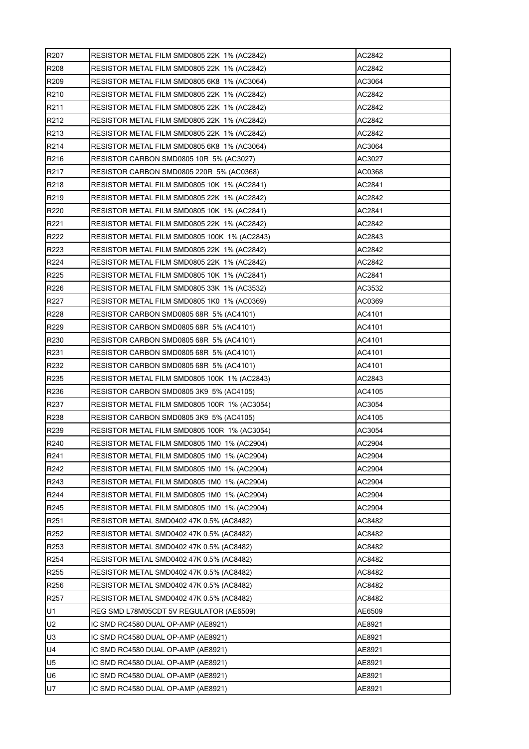| | | |
|---|---|---|
| R207 | RESISTOR METAL FILM SMD0805 22K 1% (AC2842) | AC2842 |
| R208 | RESISTOR METAL FILM SMD0805 22K 1% (AC2842) | AC2842 |
| R209 | RESISTOR METAL FILM SMD0805 6K8 1% (AC3064) | AC3064 |
| R210 | RESISTOR METAL FILM SMD0805 22K 1% (AC2842) | AC2842 |
| R211 | RESISTOR METAL FILM SMD0805 22K 1% (AC2842) | AC2842 |
| R212 | RESISTOR METAL FILM SMD0805 22K 1% (AC2842) | AC2842 |
| R213 | RESISTOR METAL FILM SMD0805 22K 1% (AC2842) | AC2842 |
| R214 | RESISTOR METAL FILM SMD0805 6K8 1% (AC3064) | AC3064 |
| R216 | RESISTOR CARBON SMD0805 10R 5% (AC3027) | AC3027 |
| R217 | RESISTOR CARBON SMD0805 220R 5% (AC0368) | AC0368 |
| R218 | RESISTOR METAL FILM SMD0805 10K 1% (AC2841) | AC2841 |
| R219 | RESISTOR METAL FILM SMD0805 22K 1% (AC2842) | AC2842 |
| R220 | RESISTOR METAL FILM SMD0805 10K 1% (AC2841) | AC2841 |
| R221 | RESISTOR METAL FILM SMD0805 22K 1% (AC2842) | AC2842 |
| R222 | RESISTOR METAL FILM SMD0805 100K 1% (AC2843) | AC2843 |
| R223 | RESISTOR METAL FILM SMD0805 22K 1% (AC2842) | AC2842 |
| R224 | RESISTOR METAL FILM SMD0805 22K 1% (AC2842) | AC2842 |
| R225 | RESISTOR METAL FILM SMD0805 10K 1% (AC2841) | AC2841 |
| R226 | RESISTOR METAL FILM SMD0805 33K 1% (AC3532) | AC3532 |
| R227 | RESISTOR METAL FILM SMD0805 1K0 1% (AC0369) | AC0369 |
| R228 | RESISTOR CARBON SMD0805 68R 5% (AC4101) | AC4101 |
| R229 | RESISTOR CARBON SMD0805 68R 5% (AC4101) | AC4101 |
| R230 | RESISTOR CARBON SMD0805 68R 5% (AC4101) | AC4101 |
| R231 | RESISTOR CARBON SMD0805 68R 5% (AC4101) | AC4101 |
| R232 | RESISTOR CARBON SMD0805 68R 5% (AC4101) | AC4101 |
| R235 | RESISTOR METAL FILM SMD0805 100K 1% (AC2843) | AC2843 |
| R236 | RESISTOR CARBON SMD0805 3K9 5% (AC4105) | AC4105 |
| R237 | RESISTOR METAL FILM SMD0805 100R 1% (AC3054) | AC3054 |
| R238 | RESISTOR CARBON SMD0805 3K9 5% (AC4105) | AC4105 |
| R239 | RESISTOR METAL FILM SMD0805 100R 1% (AC3054) | AC3054 |
| R240 | RESISTOR METAL FILM SMD0805 1M0 1% (AC2904) | AC2904 |
| R241 | RESISTOR METAL FILM SMD0805 1M0 1% (AC2904) | AC2904 |
| R242 | RESISTOR METAL FILM SMD0805 1M0 1% (AC2904) | AC2904 |
| R243 | RESISTOR METAL FILM SMD0805 1M0 1% (AC2904) | AC2904 |
| R244 | RESISTOR METAL FILM SMD0805 1M0 1% (AC2904) | AC2904 |
| R245 | RESISTOR METAL FILM SMD0805 1M0 1% (AC2904) | AC2904 |
| R251 | RESISTOR METAL SMD0402 47K 0.5% (AC8482) | AC8482 |
| R252 | RESISTOR METAL SMD0402 47K 0.5% (AC8482) | AC8482 |
| R253 | RESISTOR METAL SMD0402 47K 0.5% (AC8482) | AC8482 |
| R254 | RESISTOR METAL SMD0402 47K 0.5% (AC8482) | AC8482 |
| R255 | RESISTOR METAL SMD0402 47K 0.5% (AC8482) | AC8482 |
| R256 | RESISTOR METAL SMD0402 47K 0.5% (AC8482) | AC8482 |
| R257 | RESISTOR METAL SMD0402 47K 0.5% (AC8482) | AC8482 |
| U1 | REG SMD L78M05CDT 5V REGULATOR (AE6509) | AE6509 |
| U2 | IC SMD RC4580 DUAL OP-AMP (AE8921) | AE8921 |
| U3 | IC SMD RC4580 DUAL OP-AMP (AE8921) | AE8921 |
| U4 | IC SMD RC4580 DUAL OP-AMP (AE8921) | AE8921 |
| U5 | IC SMD RC4580 DUAL OP-AMP (AE8921) | AE8921 |
| U6 | IC SMD RC4580 DUAL OP-AMP (AE8921) | AE8921 |
| U7 | IC SMD RC4580 DUAL OP-AMP (AE8921) | AE8921 |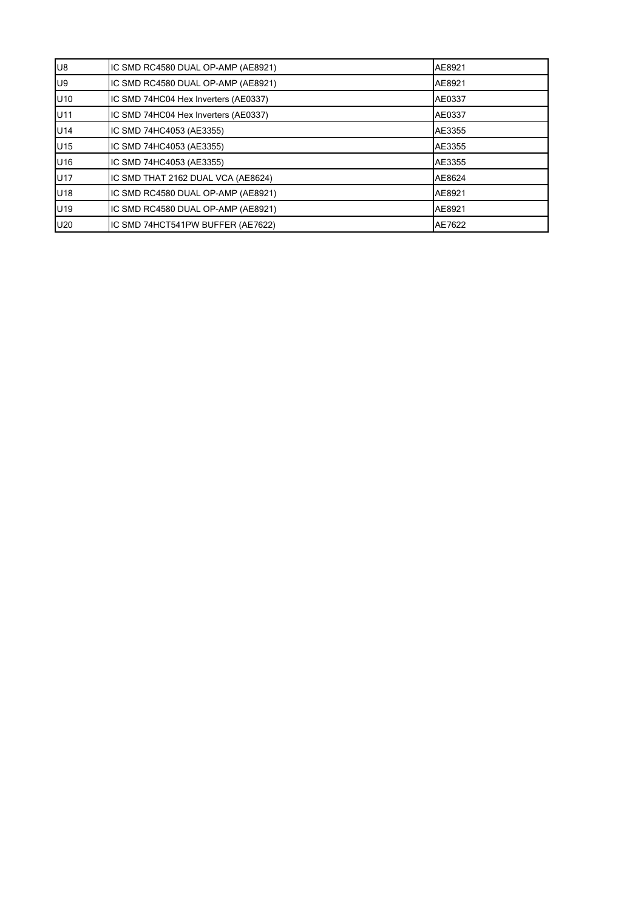| | | |
|---|---|---|
| U8 | IC SMD RC4580 DUAL OP-AMP (AE8921) | AE8921 |
| U9 | IC SMD RC4580 DUAL OP-AMP (AE8921) | AE8921 |
| U10 | IC SMD 74HC04 Hex Inverters (AE0337) | AE0337 |
| U11 | IC SMD 74HC04 Hex Inverters (AE0337) | AE0337 |
| U14 | IC SMD 74HC4053 (AE3355) | AE3355 |
| U15 | IC SMD 74HC4053 (AE3355) | AE3355 |
| U16 | IC SMD 74HC4053 (AE3355) | AE3355 |
| U17 | IC SMD THAT 2162 DUAL VCA (AE8624) | AE8624 |
| U18 | IC SMD RC4580 DUAL OP-AMP (AE8921) | AE8921 |
| U19 | IC SMD RC4580 DUAL OP-AMP (AE8921) | AE8921 |
| U20 | IC SMD 74HCT541PW BUFFER (AE7622) | AE7622 |